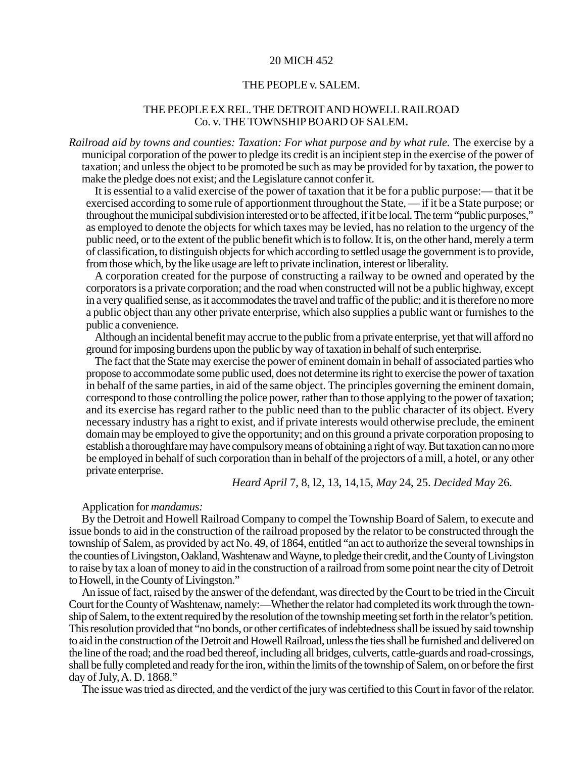20 MICH 452

# THE PEOPLE v. SALEM.

## THE PEOPLE EX REL. THE DETROIT AND HOWELL RAILROAD Co. v. THE TOWNSHIP BOARD OF SALEM.

*Railroad aid by towns and counties: Taxation: For what purpose and by what rule.* The exercise by a municipal corporation of the power to pledge its credit is an incipient step in the exercise of the power of taxation; and unless the object to be promoted be such as may be provided for by taxation, the power to make the pledge does not exist; and the Legislature cannot confer it.

It is essential to a valid exercise of the power of taxation that it be for a public purpose:— that it be exercised according to some rule of apportionment throughout the State, — if it be a State purpose; or throughout the municipal subdivision interested or to be affected, if it be local. The term "public purposes," as employed to denote the objects for which taxes may be levied, has no relation to the urgency of the public need, or to the extent of the public benefit which is to follow. It is, on the other hand, merely a term of classification, to distinguish objects for which according to settled usage the government is to provide, from those which, by the like usage are left to private inclination, interest or liberality.

A corporation created for the purpose of constructing a railway to be owned and operated by the corporators is a private corporation; and the road when constructed will not be a public highway, except in a very qualified sense, as it accommodates the travel and traffic of the public; and it is therefore no more a public object than any other private enterprise, which also supplies a public want or furnishes to the public a convenience.

Although an incidental benefit may accrue to the public from a private enterprise, yet that will afford no ground for imposing burdens upon the public by way of taxation in behalf of such enterprise.

The fact that the State may exercise the power of eminent domain in behalf of associated parties who propose to accommodate some public used, does not determine its right to exercise the power of taxation in behalf of the same parties, in aid of the same object. The principles governing the eminent domain, correspond to those controlling the police power, rather than to those applying to the power of taxation; and its exercise has regard rather to the public need than to the public character of its object. Every necessary industry has a right to exist, and if private interests would otherwise preclude, the eminent domain may be employed to give the opportunity; and on this ground a private corporation proposing to establish a thoroughfare may have compulsory means of obtaining a right of way. But taxation can no more be employed in behalf of such corporation than in behalf of the projectors of a mill, a hotel, or any other private enterprise.

*Heard April* 7, 8, l2, 13, 14,15, *May* 24, 25. *Decided May* 26.

Application for *mandamus:*

By the Detroit and Howell Railroad Company to compel the Township Board of Salem, to execute and issue bonds to aid in the construction of the railroad proposed by the relator to be constructed through the township of Salem, as provided by act No. 49, of 1864, entitled "an act to authorize the several townships in the counties of Livingston, Oakland, Washtenaw and Wayne, to pledge their credit, and the County of Livingston to raise by tax a loan of money to aid in the construction of a railroad from some point near the city of Detroit to Howell, in the County of Livingston."

An issue of fact, raised by the answer of the defendant, was directed by the Court to be tried in the Circuit Court for the County of Washtenaw, namely:—Whether the relator had completed its work through the township of Salem, to the extent required by the resolution of the township meeting set forth in the relator's petition. This resolution provided that "no bonds, or other certificates of indebtedness shall be issued by said township to aid in the construction of the Detroit and Howell Railroad, unless the ties shall be furnished and delivered on the line of the road; and the road bed thereof, including all bridges, culverts, cattle-guards and road-crossings, shall be fully completed and ready for the iron, within the limits of the township of Salem, on or before the first day of July, A. D. 1868."

The issue was tried as directed, and the verdict of the jury was certified to this Court in favor of the relator.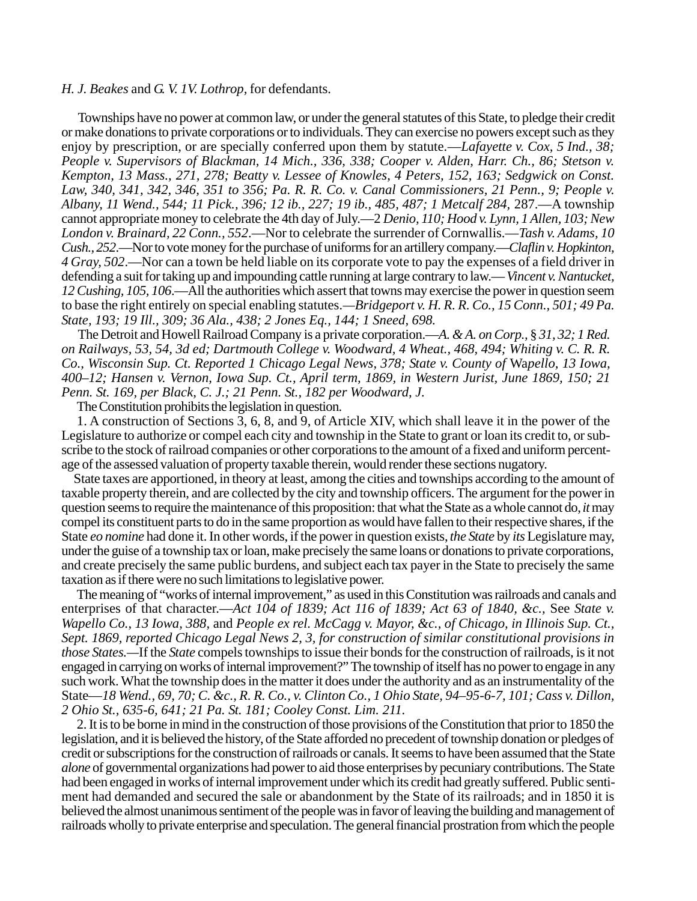*H. J. Beakes* and *G. V. 1V. Lothrop*, for defendants.

Townships have no power at common law, or under the general statutes of this State, to pledge their credit or make donations to private corporations or to individuals. They can exercise no powers except such as they enjoy by prescription, or are specially conferred upon them by statute.—*Lafayette v. Cox, 5 Ind., 38; People v. Supervisors of Blackman, 14 Mich., 336, 338; Cooper v. Alden, Harr. Ch., 86; Stetson v. Kempton, 13 Mass., 271, 278; Beatty v. Lessee of Knowles, 4 Peters, 152, 163; Sedgwick on Const. Law, 340, 341, 342, 346, 351 to 356; Pa. R. R. Co. v. Canal Commissioners, 21 Penn., 9; People v. Albany, 11 Wend., 544; 11 Pick., 396; 12 ib., 227; 19 ib., 485, 487; 1 Metcalf 284,* 287.—A township cannot appropriate money to celebrate the 4th day of July.—2 *Denio, 110; Hood v. Lynn, 1 Allen, 103; New London v. Brainard, 22 Conn., 552*.—Nor to celebrate the surrender of Cornwallis.—*Tash v. Adams, 10 Cush., 252*.—Nor to vote money for the purchase of uniforms for an artillery company.—*Claflin v. Hopkinton, 4 Gray, 502*.—Nor can a town be held liable on its corporate vote to pay the expenses of a field driver in defending a suit for taking up and impounding cattle running at large contrary to law.—*Vincent v. Nantucket, 12 Cushing, 105, 106*.—All the authorities which assert that towns may exercise the power in question seem to base the right entirely on special enabling statutes.—*Bridgeport v. H. R. R. Co., 15 Conn., 501; 49 Pa. State, 193; 19 Ill., 309; 36 Ala., 438; 2 Jones Eq., 144; 1 Sneed, 698.*

The Detroit and Howell Railroad Company is a private corporation.—*A. & A. on Corp.*, § *31, 32; 1 Red. on Railways, 53, 54, 3d ed; Dartmouth College v. Woodward, 4 Wheat., 468, 494; Whiting v. C. R. R. Co., Wisconsin Sup. Ct. Reported 1 Chicago Legal News, 378; State v. County of* Wapello, *13 Iowa, 400–12; Hansen v. Vernon, Iowa Sup. Ct., April term, 1869, in Western Jurist, June 1869, 150; 21 Penn. St. 169, per Black, C. J.; 21 Penn. St., 182 per Woodward, J.*

The Constitution prohibits the legislation in question.

1. A construction of Sections 3, 6, 8, and 9, of Article XIV, which shall leave it in the power of the Legislature to authorize or compel each city and township in the State to grant or loan its credit to, or subscribe to the stock of railroad companies or other corporations to the amount of a fixed and uniform percentage of the assessed valuation of property taxable therein, would render these sections nugatory.

State taxes are apportioned, in theory at least, among the cities and townships according to the amount of taxable property therein, and are collected by the city and township officers. The argument for the power in question seems to require the maintenance of this proposition: that what the State as a whole cannot do, *it* may compel its constituent parts to do in the same proportion as would have fallen to their respective shares, if the State *eo nomine* had done it. In other words, if the power in question exists, *the State* by *its* Legislature may, under the guise of a township tax or loan, make precisely the same loans or donations to private corporations, and create precisely the same public burdens, and subject each tax payer in the State to precisely the same taxation as if there were no such limitations to legislative power.

The meaning of "works of internal improvement," as used in this Constitution was railroads and canals and enterprises of that character.—*Act 104 of 1839; Act 116 of 1839; Act 63 of 1840, &c.,* See *State v. Wapello Co., 13 Iowa, 388,* and *People ex rel. McCagg v. Mayor, &c., of Chicago, in Illinois Sup. Ct., Sept. 1869, reported Chicago Legal News 2, 3, for construction of similar constitutional provisions in those States.*—If the *State* compels townships to issue their bonds for the construction of railroads, is it not engaged in carrying on works of internal improvement?" The township of itself has no power to engage in any such work. What the township does in the matter it does under the authority and as an instrumentality of the State—*18 Wend., 69, 70; C. &c., R. R. Co., v. Clinton Co., 1 Ohio State, 94–95-6-7, 101; Cass v. Dillon, 2 Ohio St., 635-6, 641; 21 Pa. St. 181; Cooley Const. Lim. 211.*

2. It is to be borne in mind in the construction of those provisions of the Constitution that prior to 1850 the legislation, and it is believed the history, of the State afforded no precedent of township donation or pledges of credit or subscriptions for the construction of railroads or canals. It seems to have been assumed that the State *alone* of governmental organizations had power to aid those enterprises by pecuniary contributions. The State had been engaged in works of internal improvement under which its credit had greatly suffered. Public sentiment had demanded and secured the sale or abandonment by the State of its railroads; and in 1850 it is believed the almost unanimous sentiment of the people was in favor of leaving the building and management of railroads wholly to private enterprise and speculation. The general financial prostration from which the people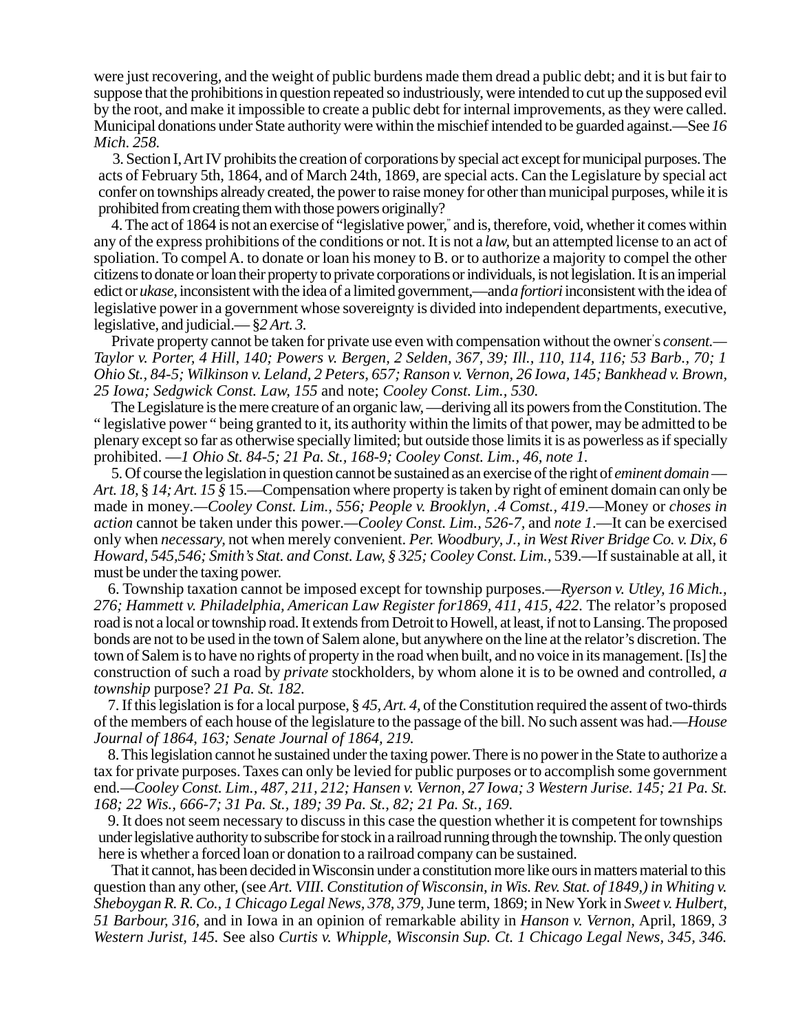were just recovering, and the weight of public burdens made them dread a public debt; and it is but fair to suppose that the prohibitions in question repeated so industriously, were intended to cut up the supposed evil by the root, and make it impossible to create a public debt for internal improvements, as they were called. Municipal donations under State authority were within the mischief intended to be guarded against.—See *16 Mich. 258.*

3. Section I, Art IV prohibits the creation of corporations by special act except for municipal purposes. The acts of February 5th, 1864, and of March 24th, 1869, are special acts. Can the Legislature by special act confer on townships already created, the power to raise money for other than municipal purposes, while it is prohibited from creating them with those powers originally?

4. The act of 1864 is not an exercise of "legislative power," and is, therefore, void, whether it comes within any of the express prohibitions of the conditions or not. It is not a *law*, but an attempted license to an act of spoliation. To compel A. to donate or loan his money to B. or to authorize a majority to compel the other citizens to donate or loan their property to private corporations or individuals, is not legislation. It is an imperial edict or *ukase*, inconsistent with the idea of a limited government,—and *a fortiori* inconsistent with the idea of legislative power in a government whose sovereignty is divided into independent departments, executive, legislative, and judicial.— *§2 Art. 3.*

Private property cannot be taken for private use even with compensation without the owner's *consent.— Taylor v. Porter, 4 Hill, 140; Powers v. Bergen, 2 Selden, 367, 39; Ill., 110, 114, 116; 53 Barb., 70; 1 Ohio St., 84-5; Wilkinson v. Leland, 2 Peters, 657; Ranson v. Vernon, 26 Iowa, 145; Bankhead v. Brown, 25 Iowa; Sedgwick Const. Law, 155* and note; *Cooley Const. Lim., 530.*

The Legislature is the mere creature of an organic law, —deriving all its powers from the Constitution. The " legislative power " being granted to it, its authority within the limits of that power, may be admitted to be plenary except so far as otherwise specially limited; but outside those limits it is as powerless as if specially prohibited. *—1 Ohio St. 84-5; 21 Pa. St., 168-9; Cooley Const. Lim., 46, note 1.*

5. Of course the legislation in question cannot be sustained as an exercise of the right of *eminent domain — Art. 18,* § *14; Art. 15 §* 15.—Compensation where property is taken by right of eminent domain can only be made in money.—*Cooley Const. Lim., 556; People v. Brooklyn, .4 Comst., 419*.—Money or *choses in action* cannot be taken under this power.—*Cooley Const. Lim., 526-7,* and *note 1*.—It can be exercised only when *necessary,* not when merely convenient. *Per. Woodbury, J., in West River Bridge Co. v. Dix, 6 Howard, 545,546; Smith's Stat. and Const. Law, § 325; Cooley Const. Lim.,* 539.—If sustainable at all, it must be under the taxing power.

6. Township taxation cannot be imposed except for township purposes.—*Ryerson v. Utley, 16 Mich., 276; Hammett v. Philadelphia, American Law Register for1869, 411, 415, 422.* The relator's proposed road is not a local or township road. It extends from Detroit to Howell, at least, if not to Lansing. The proposed bonds are not to be used in the town of Salem alone, but anywhere on the line at the relator's discretion. The town of Salem is to have no rights of property in the road when built, and no voice in its management. [Is] the construction of such a road by *private* stockholders, by whom alone it is to be owned and controlled, *a township* purpose? *21 Pa. St. 182.*

7. If this legislation is for a local purpose, § *45, Art. 4,* of the Constitution required the assent of two-thirds of the members of each house of the legislature to the passage of the bill. No such assent was had.—*House Journal of 1864, 163; Senate Journal of 1864, 219.*

8. This legislation cannot he sustained under the taxing power. There is no power in the State to authorize a tax for private purposes. Taxes can only be levied for public purposes or to accomplish some government end.—*Cooley Const. Lim., 487, 211, 212; Hansen v. Vernon, 27 Iowa; 3 Western Jurise. 145; 21 Pa. St. 168; 22 Wis., 666-7; 31 Pa. St., 189; 39 Pa. St., 82; 21 Pa. St., 169.*

9. It does not seem necessary to discuss in this case the question whether it is competent for townships under legislative authority to subscribe for stock in a railroad running through the township. The only question here is whether a forced loan or donation to a railroad company can be sustained.

That it cannot, has been decided in Wisconsin under a constitution more like ours in matters material to this question than any other, (see *Art. VIII. Constitution of Wisconsin, in Wis. Rev. Stat. of 1849,) in Whiting v. Sheboygan R. R. Co., 1 Chicago Legal News, 378, 379,* June term, 1869; in New York in *Sweet v. Hulbert, 51 Barbour, 316,* and in Iowa in an opinion of remarkable ability in *Hanson v. Vernon,* April, 1869, *3 Western Jurist, 145.* See also *Curtis v. Whipple, Wisconsin Sup. Ct. 1 Chicago Legal News, 345, 346.*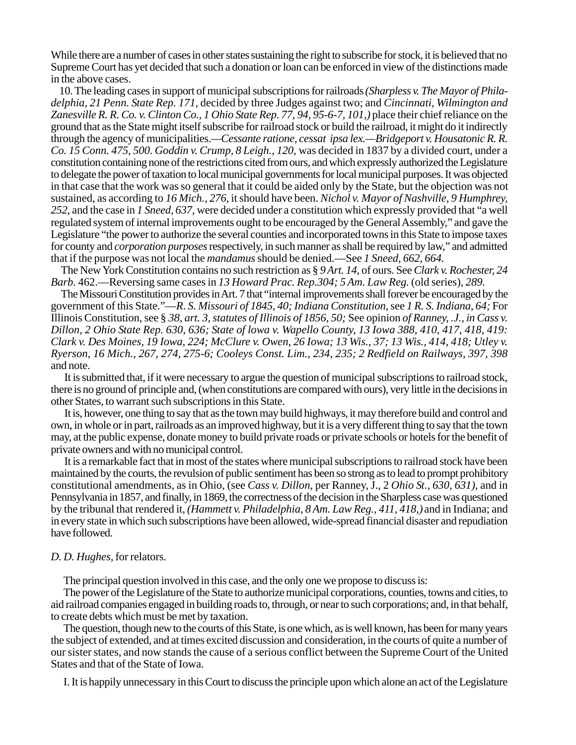While there are a number of cases in other states sustaining the right to subscribe for stock, it is believed that no Supreme Court has yet decided that such a donation or loan can be enforced in view of the distinctions made in the above cases.

10. The leading cases in support of municipal subscriptions for railroads *(Sharpless v. The Mayor of Philadelphia, 21 Penn. State Rep. 171,* decided by three Judges against two; and *Cincinnati, Wilmington and Zanesville R. R. Co. v. Clinton Co., 1 Ohio State Rep. 77, 94, 95-6-7, 101,)* place their chief reliance on the ground that as the State might itself subscribe for railroad stock or build the railroad, it might do it indirectly through the agency of municipalities.—*Cessante ratione, cessat ipsa lex.—Bridgeport v. Housatonic R. R. Co. 15 Conn. 475, 500. Goddin v. Crump, 8 Leigh., 120,* was decided in 1837 by a divided court, under a constitution containing none of the restrictions cited from ours, and which expressly authorized the Legislature to delegate the power of taxation to local municipal governments for local municipal purposes. It was objected in that case that the work was so general that it could be aided only by the State, but the objection was not sustained, as according to *16 Mich., 276*, it should have been. *Nichol v. Mayor of Nashville, 9 Humphrey, 252,* and the case in *1 Sneed, 637,* were decided under a constitution which expressly provided that "a well regulated system of internal improvements ought to be encouraged by the General Assembly," and gave the Legislature "the power to authorize the several counties and incorporated towns in this State to impose taxes for county and *corporation purposes* respectively, in such manner as shall be required by law," and admitted that if the purpose was not local the *mandamus* should be denied.—See *1 Sneed, 662, 664.*

The New York Constitution contains no such restriction as § *9 Art. 14,* of ours. See *Clark v. Rochester, 24 Barb.* 462.—Reversing same cases in *13 Howard Prac. Rep.304; 5 Am. Law Reg.* (old series), *289.*

The Missouri Constitution provides in Art. 7 that "internal improvements shall forever be encouraged by the government of this State."—*R. S. Missouri of 1845, 40; Indiana Constitution*, see *1 R. S. Indiana, 64;* For Illinois Constitution, see § *38, art. 3, statutes of Illinois of 1856, 50;* See opinion *of Ranney, .J., in Cass v. Dillon, 2 Ohio State Rep. 630, 636; State of Iowa v. Wapello County, 13 Iowa 388, 410, 417, 418, 419: Clark v. Des Moines, 19 Iowa, 224; McClure v. Owen, 26 Iowa; 13 Wis., 37; 13 Wis., 414, 418; Utley v. Ryerson, 16 Mich., 267, 274, 275-6; Cooleys Const. Lim., 234, 235; 2 Redfield on Railways, 397, 398* and note.

It is submitted that, if it were necessary to argue the question of municipal subscriptions to railroad stock, there is no ground of principle and, (when constitutions are compared with ours), very little in the decisions in other States, to warrant such subscriptions in this State.

It is, however, one thing to say that as the town may build highways, it may therefore build and control and own, in whole or in part, railroads as an improved highway, but it is a very different thing to say that the town may, at the public expense, donate money to build private roads or private schools or hotels for the benefit of private owners and with no municipal control.

It is a remarkable fact that in most of the states where municipal subscriptions to railroad stock have been maintained by the courts, the revulsion of public sentiment has been so strong as to lead to prompt prohibitory constitutional amendments, as in Ohio, (see *Cass v. Dillon*, per Ranney, J., 2 *Ohio St., 630, 631),* and in Pennsylvania in 1857, and finally, in 1869, the correctness of the decision in the Sharpless case was questioned by the tribunal that rendered it, *(Hammett v. Philadelphia, 8 Am. Law Reg., 411, 418,)* and in Indiana; and in every state in which such subscriptions have been allowed, wide-spread financial disaster and repudiation have followed.

*D. D. Hughes,* for relators.

The principal question involved in this case, and the only one we propose to discuss is:

The power of the Legislature of the State to authorize municipal corporations, counties, towns and cities, to aid railroad companies engaged in building roads to, through, or near to such corporations; and, in that behalf, to create debts which must be met by taxation.

The question, though new to the courts of this State, is one which, as is well known, has been for many years the subject of extended, and at times excited discussion and consideration, in the courts of quite a number of our sister states, and now stands the cause of a serious conflict between the Supreme Court of the United States and that of the State of Iowa.

I. It is happily unnecessary in this Court to discuss the principle upon which alone an act of the Legislature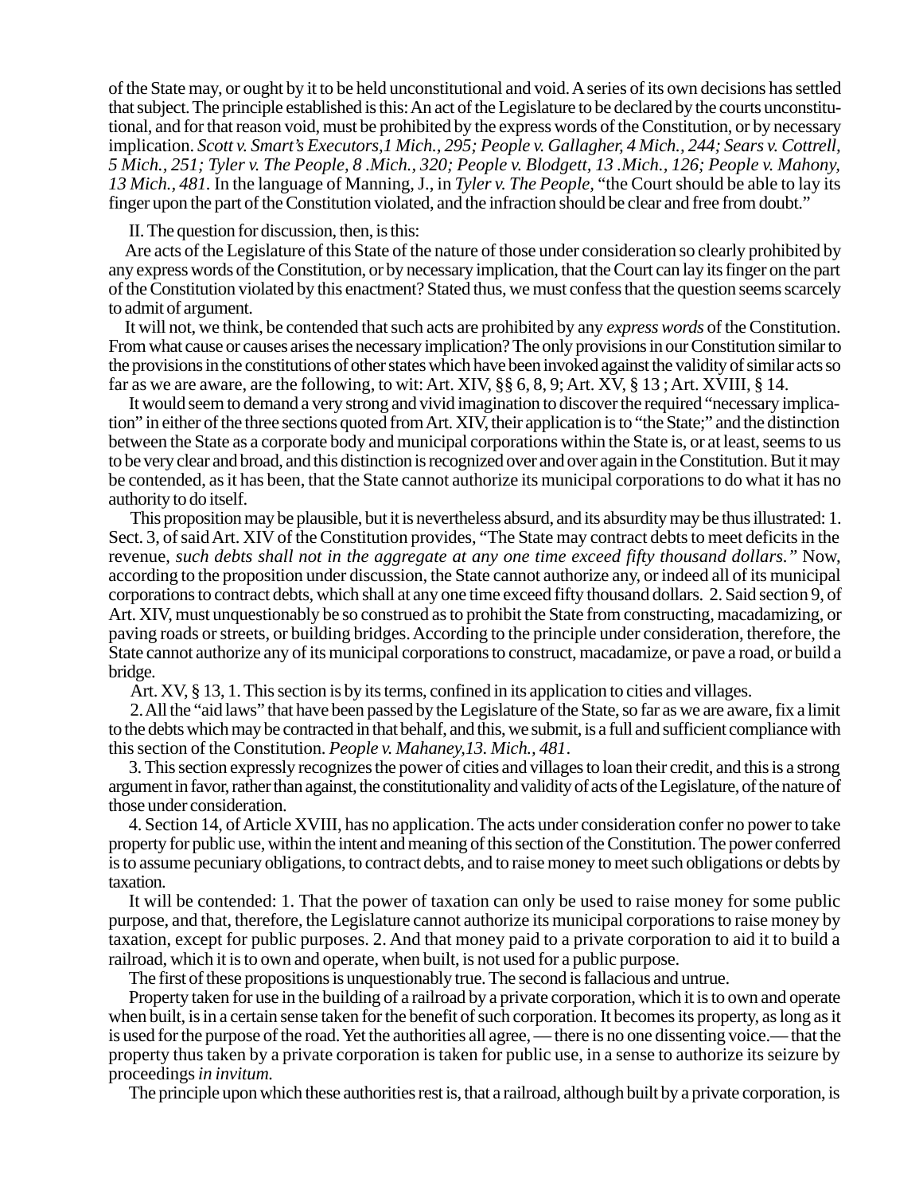of the State may, or ought by it to be held unconstitutional and void. A series of its own decisions has settled that subject. The principle established is this: An act of the Legislature to be declared by the courts unconstitutional, and for that reason void, must be prohibited by the express words of the Constitution, or by necessary implication. *Scott v. Smart's Executors,1 Mich., 295; People v. Gallagher, 4 Mich., 244; Sears v. Cottrell, 5 Mich., 251; Tyler v. The People, 8 .Mich., 320; People v. Blodgett, 13 .Mich., 126; People v. Mahony, 13 Mich., 481.* In the language of Manning, J., in *Tyler v. The People*, "the Court should be able to lay its finger upon the part of the Constitution violated, and the infraction should be clear and free from doubt."

II. The question for discussion, then, is this:

Are acts of the Legislature of this State of the nature of those under consideration so clearly prohibited by any express words of the Constitution, or by necessary implication, that the Court can lay its finger on the part of the Constitution violated by this enactment? Stated thus, we must confess that the question seems scarcely to admit of argument.

It will not, we think, be contended that such acts are prohibited by any *express words* of the Constitution. From what cause or causes arises the necessary implication? The only provisions in our Constitution similar to the provisions in the constitutions of other states which have been invoked against the validity of similar acts so far as we are aware, are the following, to wit: Art. XIV, §§ 6, 8, 9; Art. XV, § 13 ; Art. XVIII, § 14.

It would seem to demand a very strong and vivid imagination to discover the required "necessary implication" in either of the three sections quoted from Art. XIV, their application is to "the State;" and the distinction between the State as a corporate body and municipal corporations within the State is, or at least, seems to us to be very clear and broad, and this distinction is recognized over and over again in the Constitution. But it may be contended, as it has been, that the State cannot authorize its municipal corporations to do what it has no authority to do itself.

This proposition may be plausible, but it is nevertheless absurd, and its absurdity may be thus illustrated: 1. Sect. 3, of said Art. XIV of the Constitution provides, "The State may contract debts to meet deficits in the revenue, *such debts shall not in the aggregate at any one time exceed fifty thousand dollars."* Now, according to the proposition under discussion, the State cannot authorize any, or indeed all of its municipal corporations to contract debts, which shall at any one time exceed fifty thousand dollars. 2. Said section 9, of Art. XIV, must unquestionably be so construed as to prohibit the State from constructing, macadamizing, or paving roads or streets, or building bridges. According to the principle under consideration, therefore, the State cannot authorize any of its municipal corporations to construct, macadamize, or pave a road, or build a bridge.

Art. XV, § 13, 1. This section is by its terms, confined in its application to cities and villages.

2. All the "aid laws" that have been passed by the Legislature of the State, so far as we are aware, fix a limit to the debts which may be contracted in that behalf, and this, we submit, is a full and sufficient compliance with this section of the Constitution. *People v. Mahaney,13. Mich., 481*.

3. This section expressly recognizes the power of cities and villages to loan their credit, and this is a strong argument in favor, rather than against, the constitutionality and validity of acts of the Legislature, of the nature of those under consideration.

4. Section 14, of Article XVIII, has no application. The acts under consideration confer no power to take property for public use, within the intent and meaning of this section of the Constitution. The power conferred is to assume pecuniary obligations, to contract debts, and to raise money to meet such obligations or debts by taxation.

It will be contended: 1. That the power of taxation can only be used to raise money for some public purpose, and that, therefore, the Legislature cannot authorize its municipal corporations to raise money by taxation, except for public purposes. 2. And that money paid to a private corporation to aid it to build a railroad, which it is to own and operate, when built, is not used for a public purpose.

The first of these propositions is unquestionably true. The second is fallacious and untrue.

Property taken for use in the building of a railroad by a private corporation, which it is to own and operate when built, is in a certain sense taken for the benefit of such corporation. It becomes its property, as long as it is used for the purpose of the road. Yet the authorities all agree, — there is no one dissenting voice.— that the property thus taken by a private corporation is taken for public use, in a sense to authorize its seizure by proceedings *in invitum.*

The principle upon which these authorities rest is, that a railroad, although built by a private corporation, is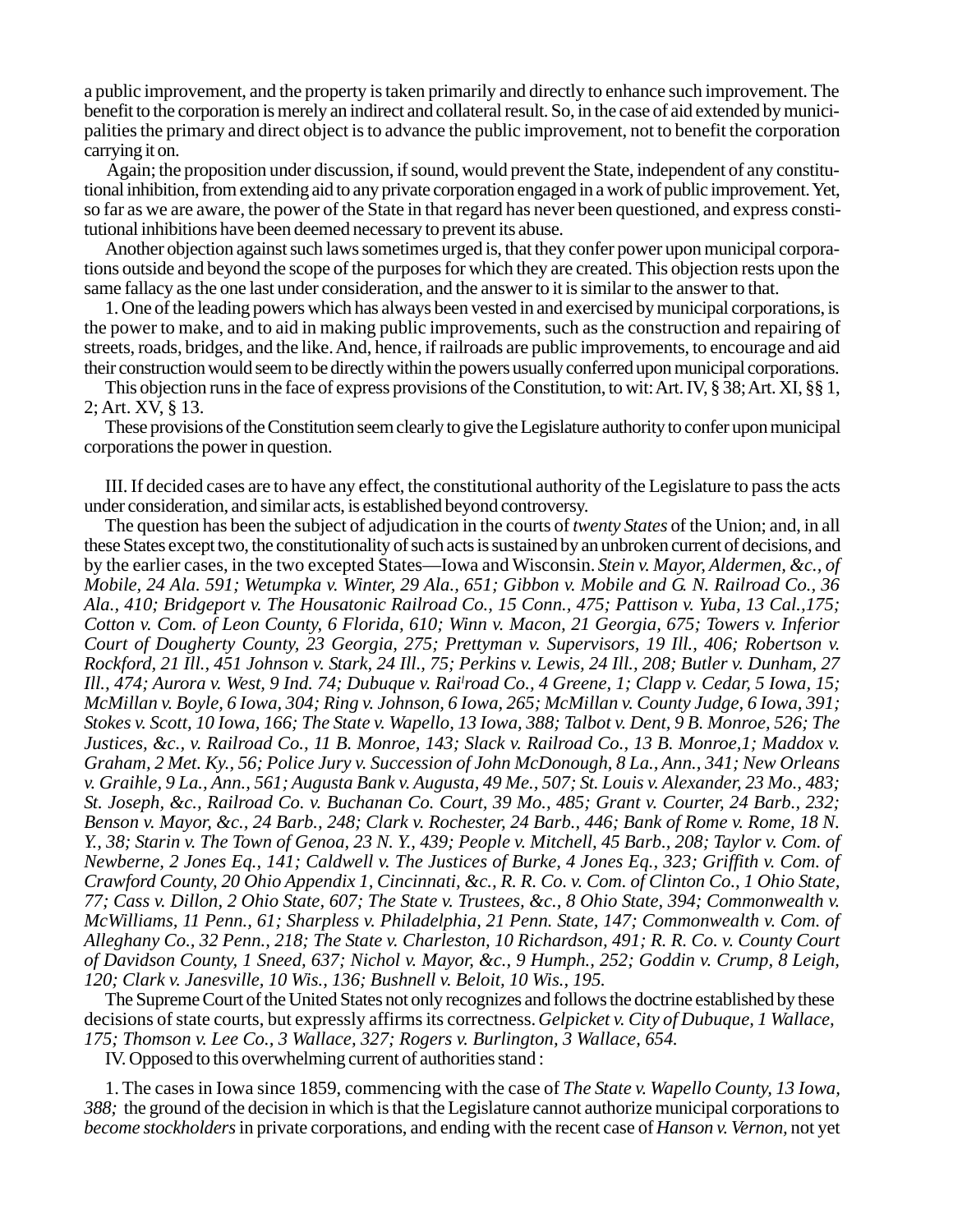a public improvement, and the property is taken primarily and directly to enhance such improvement. The benefit to the corporation is merely an indirect and collateral result. So, in the case of aid extended by municipalities the primary and direct object is to advance the public improvement, not to benefit the corporation carrying it on.

Again; the proposition under discussion, if sound, would prevent the State, independent of any constitutional inhibition, from extending aid to any private corporation engaged in a work of public improvement. Yet, so far as we are aware, the power of the State in that regard has never been questioned, and express constitutional inhibitions have been deemed necessary to prevent its abuse.

Another objection against such laws sometimes urged is, that they confer power upon municipal corporations outside and beyond the scope of the purposes for which they are created. This objection rests upon the same fallacy as the one last under consideration, and the answer to it is similar to the answer to that.

1. One of the leading powers which has always been vested in and exercised by municipal corporations, is the power to make, and to aid in making public improvements, such as the construction and repairing of streets, roads, bridges, and the like. And, hence, if railroads are public improvements, to encourage and aid their construction would seem to be directly within the powers usually conferred upon municipal corporations.

This objection runs in the face of express provisions of the Constitution, to wit: Art. IV, § 38; Art. XI, §§ 1, 2; Art. XV, § 13.

These provisions of the Constitution seem clearly to give the Legislature authority to confer upon municipal corporations the power in question.

III. If decided cases are to have any effect, the constitutional authority of the Legislature to pass the acts under consideration, and similar acts, is established beyond controversy.

The question has been the subject of adjudication in the courts of *twenty States* of the Union; and, in all these States except two, the constitutionality of such acts is sustained by an unbroken current of decisions, and by the earlier cases, in the two excepted States—Iowa and Wisconsin. *Stein v. Mayor, Aldermen, &c., of Mobile, 24 Ala. 591; Wetumpka v. Winter, 29 Ala., 651; Gibbon v. Mobile and G. N. Railroad Co., 36 Ala., 410; Bridgeport v. The Housatonic Railroad Co., 15 Conn., 475; Pattison v. Yuba, 13 Cal.,175; Cotton v. Com. of Leon County, 6 Florida, 610; Winn v. Macon, 21 Georgia, 675; Towers v. Inferior Court of Dougherty County, 23 Georgia, 275; Prettyman v. Supervisors, 19 Ill., 406; Robertson v. Rockford, 21 Ill., 451 Johnson v. Stark, 24 Ill., 75; Perkins v. Lewis, 24 Ill., 208; Butler v. Dunham, 27 Ill., 474; Aurora v. West, 9 Ind. 74; Dubuque v. Railroad Co., 4 Greene, 1; Clapp v. Cedar, 5 Iowa, 15; McMillan v. Boyle, 6 Iowa, 304; Ring v. Johnson, 6 Iowa, 265; McMillan v. County Judge, 6 Iowa, 391; Stokes v. Scott, 10 Iowa, 166; The State v. Wapello, 13 Iowa, 388; Talbot v. Dent, 9 B. Monroe, 526; The Justices, &c., v. Railroad Co., 11 B. Monroe, 143; Slack v. Railroad Co., 13 B. Monroe,1; Maddox v. Graham, 2 Met. Ky., 56; Police Jury v. Succession of John McDonough, 8 La., Ann., 341; New Orleans v. Graihle, 9 La., Ann., 561; Augusta Bank v. Augusta, 49 Me., 507; St. Louis v. Alexander, 23 Mo., 483; St. Joseph, &c., Railroad Co. v. Buchanan Co. Court, 39 Mo., 485; Grant v. Courter, 24 Barb., 232; Benson v. Mayor, &c., 24 Barb., 248; Clark v. Rochester, 24 Barb., 446; Bank of Rome v. Rome, 18 N. Y., 38; Starin v. The Town of Genoa, 23 N. Y., 439; People v. Mitchell, 45 Barb., 208; Taylor v. Com. of Newberne, 2 Jones Eq., 141; Caldwell v. The Justices of Burke, 4 Jones Eq., 323; Griffith v. Com. of Crawford County, 20 Ohio Appendix 1, Cincinnati, &c., R. R. Co. v. Com. of Clinton Co., 1 Ohio State, 77; Cass v. Dillon, 2 Ohio State, 607; The State v. Trustees, &c., 8 Ohio State, 394; Commonwealth v. McWilliams, 11 Penn., 61; Sharpless v. Philadelphia, 21 Penn. State, 147; Commonwealth v. Com. of Alleghany Co., 32 Penn., 218; The State v. Charleston, 10 Richardson, 491; R. R. Co. v. County Court of Davidson County, 1 Sneed, 637; Nichol v. Mayor, &c., 9 Humph., 252; Goddin v. Crump, 8 Leigh, 120; Clark v. Janesville, 10 Wis., 136; Bushnell v. Beloit, 10 Wis., 195.*

The Supreme Court of the United States not only recognizes and follows the doctrine established by these decisions of state courts, but expressly affirms its correctness. *Gelpicket v. City of Dubuque, 1 Wallace, 175; Thomson v. Lee Co., 3 Wallace, 327; Rogers v. Burlington, 3 Wallace, 654.*

IV. Opposed to this overwhelming current of authorities stand :

1. The cases in Iowa since 1859, commencing with the case of *The State v. Wapello County, 13 Iowa, 388;* the ground of the decision in which is that the Legislature cannot authorize municipal corporations to *become stockholders* in private corporations, and ending with the recent case of *Hanson v. Vernon,* not yet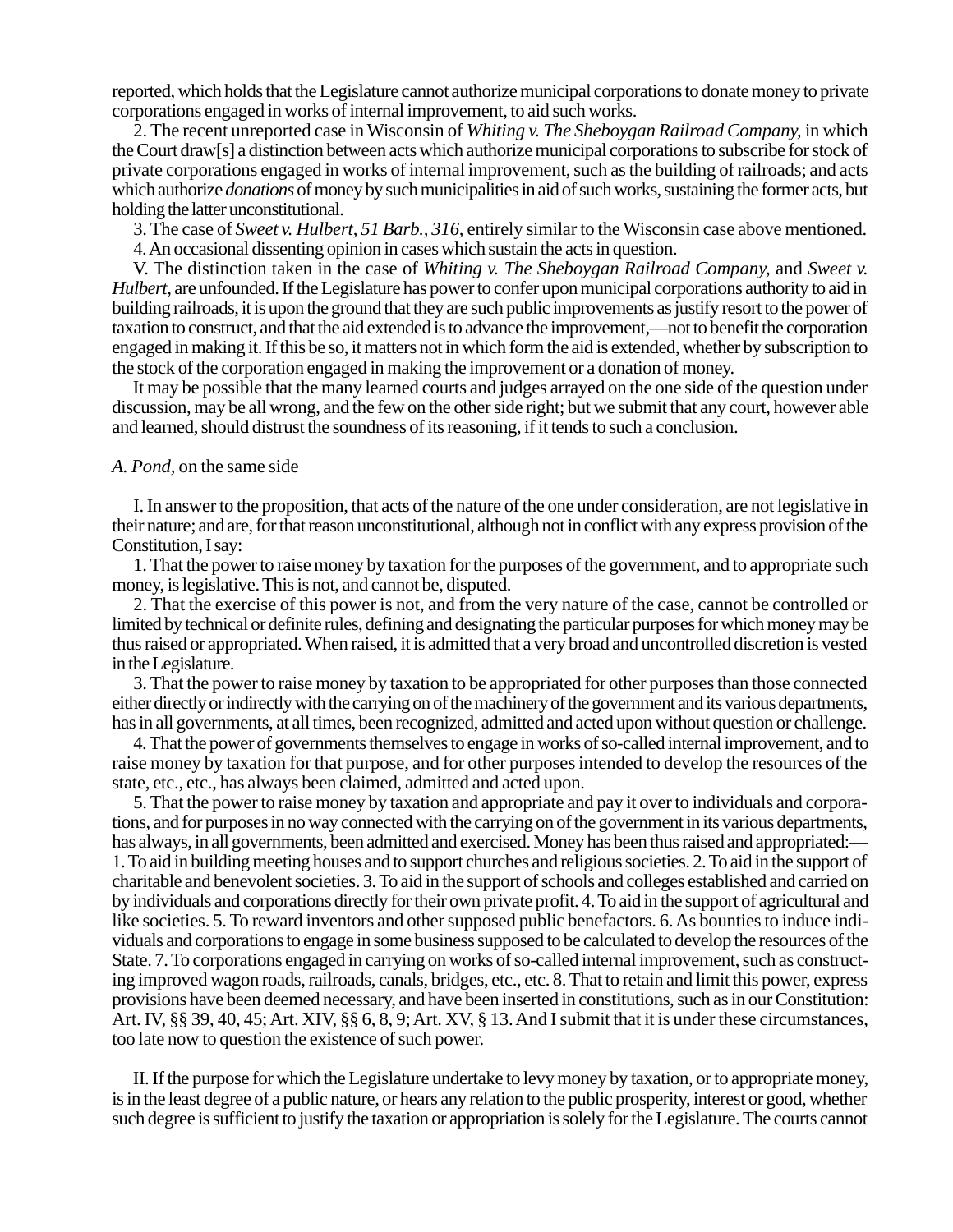reported, which holds that the Legislature cannot authorize municipal corporations to donate money to private corporations engaged in works of internal improvement, to aid such works.

2. The recent unreported case in Wisconsin of *Whiting v. The Sheboygan Railroad Company*, in which the Court draw[s] a distinction between acts which authorize municipal corporations to subscribe for stock of private corporations engaged in works of internal improvement, such as the building of railroads; and acts which authorize *donations* of money by such municipalities in aid of such works, sustaining the former acts, but holding the latter unconstitutional.

3. The case of *Sweet v. Hulbert, 51 Barb., 316,* entirely similar to the Wisconsin case above mentioned.

4. An occasional dissenting opinion in cases which sustain the acts in question.

V. The distinction taken in the case of *Whiting v. The Sheboygan Railroad Company,* and *Sweet v. Hulbert,* are unfounded. If the Legislature has power to confer upon municipal corporations authority to aid in building railroads, it is upon the ground that they are such public improvements as justify resort to the power of taxation to construct, and that the aid extended is to advance the improvement,—not to benefit the corporation engaged in making it. If this be so, it matters not in which form the aid is extended, whether by subscription to the stock of the corporation engaged in making the improvement or a donation of money.

It may be possible that the many learned courts and judges arrayed on the one side of the question under discussion, may be all wrong, and the few on the other side right; but we submit that any court, however able and learned, should distrust the soundness of its reasoning, if it tends to such a conclusion.

*A. Pond,* on the same side

I. In answer to the proposition, that acts of the nature of the one under consideration, are not legislative in their nature; and are, for that reason unconstitutional, although not in conflict with any express provision of the Constitution, I say:

1. That the power to raise money by taxation for the purposes of the government, and to appropriate such money, is legislative. This is not, and cannot be, disputed.

2. That the exercise of this power is not, and from the very nature of the case, cannot be controlled or limited by technical or definite rules, defining and designating the particular purposes for which money may be thus raised or appropriated. When raised, it is admitted that a very broad and uncontrolled discretion is vested in the Legislature.

3. That the power to raise money by taxation to be appropriated for other purposes than those connected either directly or indirectly with the carrying on of the machinery of the government and its various departments, has in all governments, at all times, been recognized, admitted and acted upon without question or challenge.

4. That the power of governments themselves to engage in works of so-called internal improvement, and to raise money by taxation for that purpose, and for other purposes intended to develop the resources of the state, etc., etc., has always been claimed, admitted and acted upon.

5. That the power to raise money by taxation and appropriate and pay it over to individuals and corporations, and for purposes in no way connected with the carrying on of the government in its various departments, has always, in all governments, been admitted and exercised. Money has been thus raised and appropriated:—1. To aid in building meeting houses and to support churches and religious societies. 2. To aid in the support of charitable and benevolent societies. 3. To aid in the support of schools and colleges established and carried on by individuals and corporations directly for their own private profit. 4. To aid in the support of agricultural and like societies. 5. To reward inventors and other supposed public benefactors. 6. As bounties to induce individuals and corporations to engage in some business supposed to be calculated to develop the resources of the State. 7. To corporations engaged in carrying on works of so-called internal improvement, such as constructing improved wagon roads, railroads, canals, bridges, etc., etc. 8. That to retain and limit this power, express provisions have been deemed necessary, and have been inserted in constitutions, such as in our Constitution: Art. IV, §§ 39, 40, 45; Art. XIV, §§ 6, 8, 9; Art. XV, § 13. And I submit that it is under these circumstances, too late now to question the existence of such power.

II. If the purpose for which the Legislature undertake to levy money by taxation, or to appropriate money, is in the least degree of a public nature, or hears any relation to the public prosperity, interest or good, whether such degree is sufficient to justify the taxation or appropriation is solely for the Legislature. The courts cannot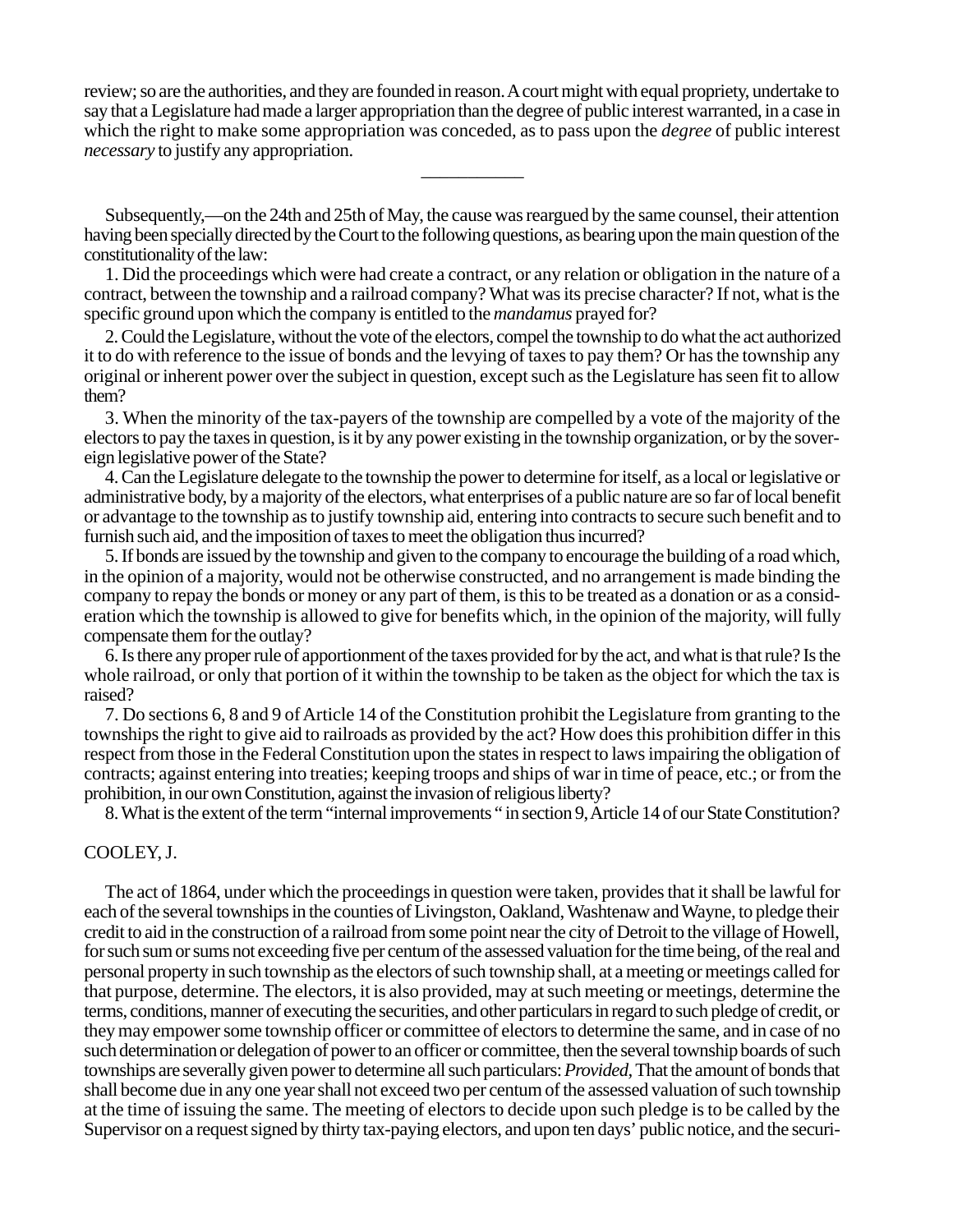review; so are the authorities, and they are founded in reason. A court might with equal propriety, undertake to say that a Legislature had made a larger appropriation than the degree of public interest warranted, in a case in which the right to make some appropriation was conceded, as to pass upon the *degree* of public interest *necessary* to justify any appropriation.

---

Subsequently,—on the 24th and 25th of May, the cause was reargued by the same counsel, their attention having been specially directed by the Court to the following questions, as bearing upon the main question of the constitutionality of the law:

1. Did the proceedings which were had create a contract, or any relation or obligation in the nature of a contract, between the township and a railroad company? What was its precise character? If not, what is the specific ground upon which the company is entitled to the *mandamus* prayed for?

2. Could the Legislature, without the vote of the electors, compel the township to do what the act authorized it to do with reference to the issue of bonds and the levying of taxes to pay them? Or has the township any original or inherent power over the subject in question, except such as the Legislature has seen fit to allow them?

3. When the minority of the tax-payers of the township are compelled by a vote of the majority of the electors to pay the taxes in question, is it by any power existing in the township organization, or by the sovereign legislative power of the State?

4. Can the Legislature delegate to the township the power to determine for itself, as a local or legislative or administrative body, by a majority of the electors, what enterprises of a public nature are so far of local benefit or advantage to the township as to justify township aid, entering into contracts to secure such benefit and to furnish such aid, and the imposition of taxes to meet the obligation thus incurred?

5. If bonds are issued by the township and given to the company to encourage the building of a road which, in the opinion of a majority, would not be otherwise constructed, and no arrangement is made binding the company to repay the bonds or money or any part of them, is this to be treated as a donation or as a consideration which the township is allowed to give for benefits which, in the opinion of the majority, will fully compensate them for the outlay?

6. Is there any proper rule of apportionment of the taxes provided for by the act, and what is that rule? Is the whole railroad, or only that portion of it within the township to be taken as the object for which the tax is raised?

7. Do sections 6, 8 and 9 of Article 14 of the Constitution prohibit the Legislature from granting to the townships the right to give aid to railroads as provided by the act? How does this prohibition differ in this respect from those in the Federal Constitution upon the states in respect to laws impairing the obligation of contracts; against entering into treaties; keeping troops and ships of war in time of peace, etc.; or from the prohibition, in our own Constitution, against the invasion of religious liberty?

8. What is the extent of the term "internal improvements " in section 9, Article 14 of our State Constitution?

COOLEY, J.

The act of 1864, under which the proceedings in question were taken, provides that it shall be lawful for each of the several townships in the counties of Livingston, Oakland, Washtenaw and Wayne, to pledge their credit to aid in the construction of a railroad from some point near the city of Detroit to the village of Howell, for such sum or sums not exceeding five per centum of the assessed valuation for the time being, of the real and personal property in such township as the electors of such township shall, at a meeting or meetings called for that purpose, determine. The electors, it is also provided, may at such meeting or meetings, determine the terms, conditions, manner of executing the securities, and other particulars in regard to such pledge of credit, or they may empower some township officer or committee of electors to determine the same, and in case of no such determination or delegation of power to an officer or committee, then the several township boards of such townships are severally given power to determine all such particulars: *Provided*, That the amount of bonds that shall become due in any one year shall not exceed two per centum of the assessed valuation of such township at the time of issuing the same. The meeting of electors to decide upon such pledge is to be called by the Supervisor on a request signed by thirty tax-paying electors, and upon ten days' public notice, and the securi-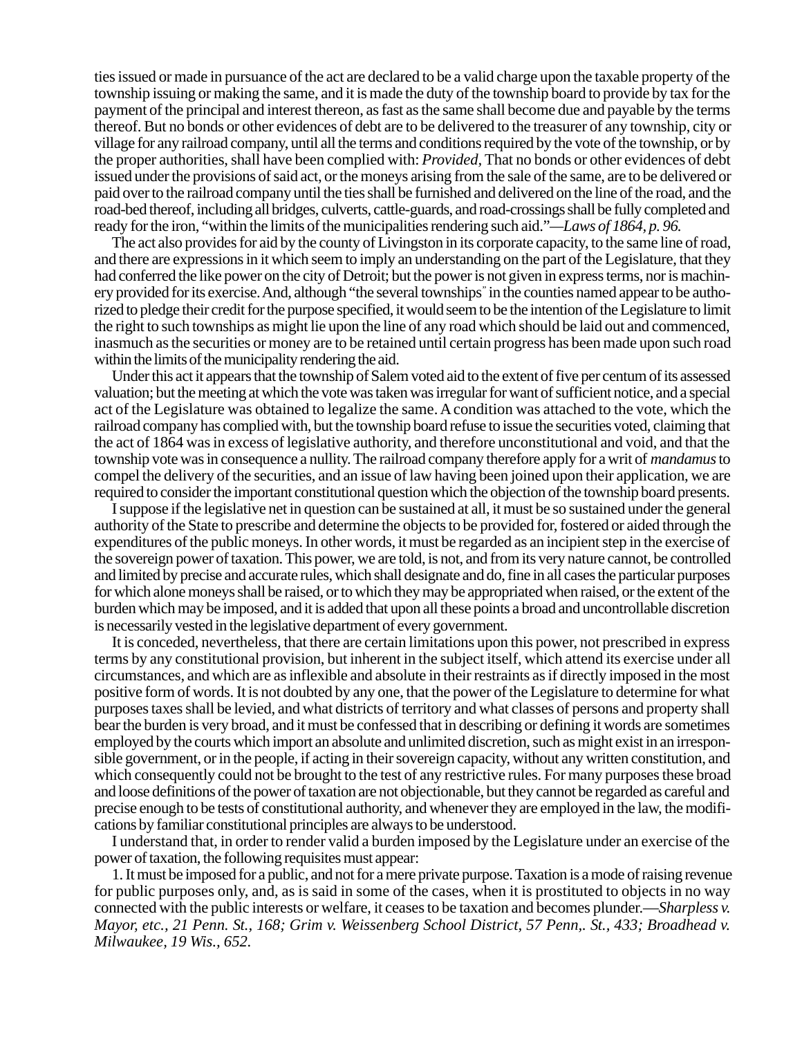ties issued or made in pursuance of the act are declared to be a valid charge upon the taxable property of the township issuing or making the same, and it is made the duty of the township board to provide by tax for the payment of the principal and interest thereon, as fast as the same shall become due and payable by the terms thereof. But no bonds or other evidences of debt are to be delivered to the treasurer of any township, city or village for any railroad company, until all the terms and conditions required by the vote of the township, or by the proper authorities, shall have been complied with: *Provided,* That no bonds or other evidences of debt issued under the provisions of said act, or the moneys arising from the sale of the same, are to be delivered or paid over to the railroad company until the ties shall be furnished and delivered on the line of the road, and the road-bed thereof, including all bridges, culverts, cattle-guards, and road-crossings shall be fully completed and ready for the iron, "within the limits of the municipalities rendering such aid."—*Laws of 1864, p. 96.*

The act also provides for aid by the county of Livingston in its corporate capacity, to the same line of road, and there are expressions in it which seem to imply an understanding on the part of the Legislature, that they had conferred the like power on the city of Detroit; but the power is not given in express terms, nor is machinery provided for its exercise. And, although "the several townships" in the counties named appear to be authorized to pledge their credit for the purpose specified, it would seem to be the intention of the Legislature to limit the right to such townships as might lie upon the line of any road which should be laid out and commenced, inasmuch as the securities or money are to be retained until certain progress has been made upon such road within the limits of the municipality rendering the aid.

Under this act it appears that the township of Salem voted aid to the extent of five per centum of its assessed valuation; but the meeting at which the vote was taken was irregular for want of sufficient notice, and a special act of the Legislature was obtained to legalize the same. A condition was attached to the vote, which the railroad company has complied with, but the township board refuse to issue the securities voted, claiming that the act of 1864 was in excess of legislative authority, and therefore unconstitutional and void, and that the township vote was in consequence a nullity. The railroad company therefore apply for a writ of *mandamus* to compel the delivery of the securities, and an issue of law having been joined upon their application, we are required to consider the important constitutional question which the objection of the township board presents.

I suppose if the legislative net in question can be sustained at all, it must be so sustained under the general authority of the State to prescribe and determine the objects to be provided for, fostered or aided through the expenditures of the public moneys. In other words, it must be regarded as an incipient step in the exercise of the sovereign power of taxation. This power, we are told, is not, and from its very nature cannot, be controlled and limited by precise and accurate rules, which shall designate and do, fine in all cases the particular purposes for which alone moneys shall be raised, or to which they may be appropriated when raised, or the extent of the burden which may be imposed, and it is added that upon all these points a broad and uncontrollable discretion is necessarily vested in the legislative department of every government.

It is conceded, nevertheless, that there are certain limitations upon this power, not prescribed in express terms by any constitutional provision, but inherent in the subject itself, which attend its exercise under all circumstances, and which are as inflexible and absolute in their restraints as if directly imposed in the most positive form of words. It is not doubted by any one, that the power of the Legislature to determine for what purposes taxes shall be levied, and what districts of territory and what classes of persons and property shall bear the burden is very broad, and it must be confessed that in describing or defining it words are sometimes employed by the courts which import an absolute and unlimited discretion, such as might exist in an irresponsible government, or in the people, if acting in their sovereign capacity, without any written constitution, and which consequently could not be brought to the test of any restrictive rules. For many purposes these broad and loose definitions of the power of taxation are not objectionable, but they cannot be regarded as careful and precise enough to be tests of constitutional authority, and whenever they are employed in the law, the modifications by familiar constitutional principles are always to be understood.

I understand that, in order to render valid a burden imposed by the Legislature under an exercise of the power of taxation, the following requisites must appear:

1. It must be imposed for a public, and not for a mere private purpose. Taxation is a mode of raising revenue for public purposes only, and, as is said in some of the cases, when it is prostituted to objects in no way connected with the public interests or welfare, it ceases to be taxation and becomes plunder.—*Sharpless v. Mayor, etc., 21 Penn. St., 168; Grim v. Weissenberg School District, 57 Penn,. St., 433; Broadhead v. Milwaukee, 19 Wis., 652.*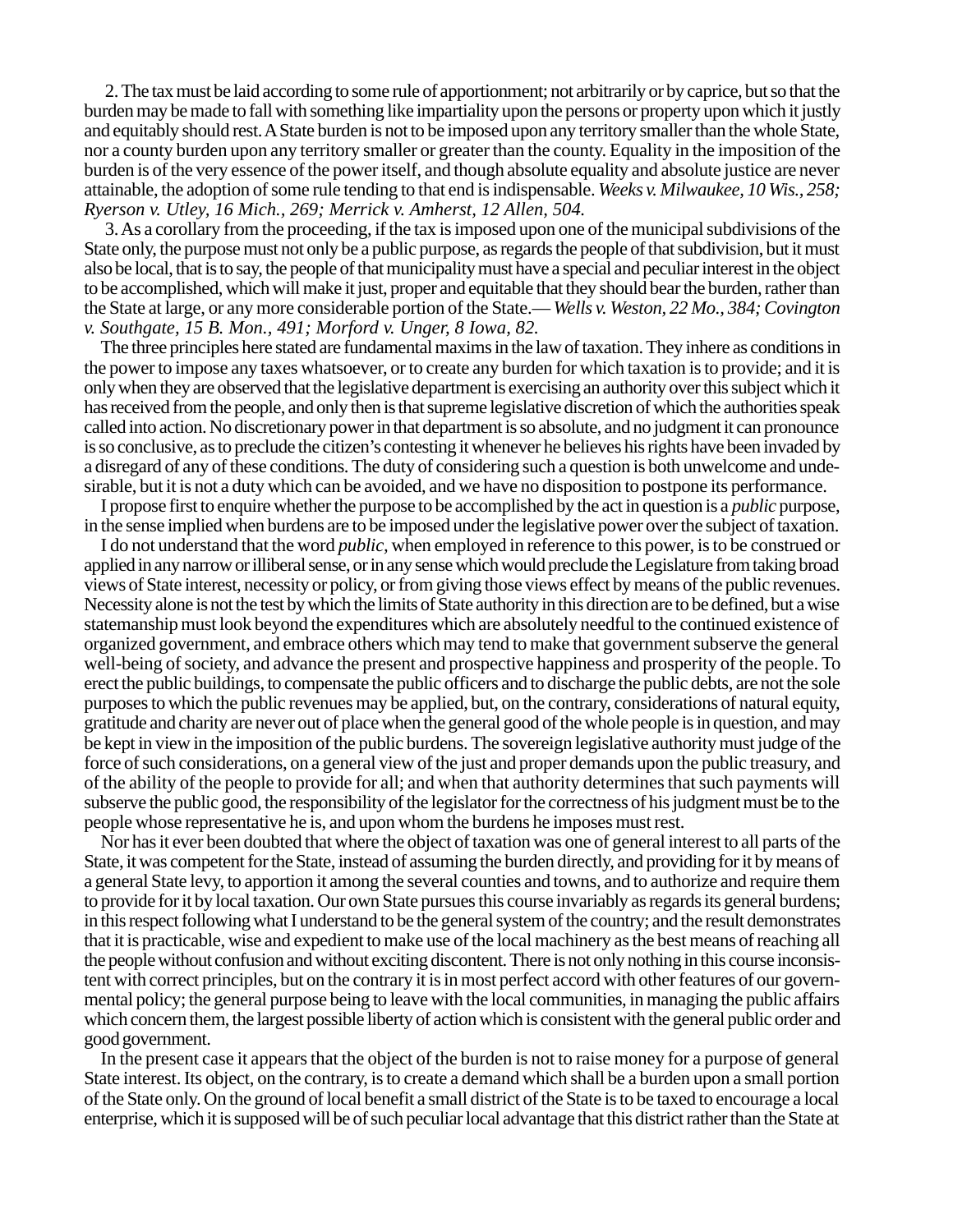2. The tax must be laid according to some rule of apportionment; not arbitrarily or by caprice, but so that the burden may be made to fall with something like impartiality upon the persons or property upon which it justly and equitably should rest. A State burden is not to be imposed upon any territory smaller than the whole State, nor a county burden upon any territory smaller or greater than the county. Equality in the imposition of the burden is of the very essence of the power itself, and though absolute equality and absolute justice are never attainable, the adoption of some rule tending to that end is indispensable. *Weeks v. Milwaukee, 10 Wis., 258; Ryerson v. Utley, 16 Mich., 269; Merrick v. Amherst, 12 Allen, 504.*

3. As a corollary from the proceeding, if the tax is imposed upon one of the municipal subdivisions of the State only, the purpose must not only be a public purpose, as regards the people of that subdivision, but it must also be local, that is to say, the people of that municipality must have a special and peculiar interest in the object to be accomplished, which will make it just, proper and equitable that they should bear the burden, rather than the State at large, or any more considerable portion of the State.— *Wells v. Weston, 22 Mo., 384; Covington v. Southgate, 15 B. Mon., 491; Morford v. Unger, 8 Iowa, 82.*

The three principles here stated are fundamental maxims in the law of taxation. They inhere as conditions in the power to impose any taxes whatsoever, or to create any burden for which taxation is to provide; and it is only when they are observed that the legislative department is exercising an authority over this subject which it has received from the people, and only then is that supreme legislative discretion of which the authorities speak called into action. No discretionary power in that department is so absolute, and no judgment it can pronounce is so conclusive, as to preclude the citizen's contesting it whenever he believes his rights have been invaded by a disregard of any of these conditions. The duty of considering such a question is both unwelcome and undesirable, but it is not a duty which can be avoided, and we have no disposition to postpone its performance.

I propose first to enquire whether the purpose to be accomplished by the act in question is a *public* purpose, in the sense implied when burdens are to be imposed under the legislative power over the subject of taxation.

I do not understand that the word *public,* when employed in reference to this power, is to be construed or applied in any narrow or illiberal sense, or in any sense which would preclude the Legislature from taking broad views of State interest, necessity or policy, or from giving those views effect by means of the public revenues. Necessity alone is not the test by which the limits of State authority in this direction are to be defined, but a wise statemanship must look beyond the expenditures which are absolutely needful to the continued existence of organized government, and embrace others which may tend to make that government subserve the general well-being of society, and advance the present and prospective happiness and prosperity of the people. To erect the public buildings, to compensate the public officers and to discharge the public debts, are not the sole purposes to which the public revenues may be applied, but, on the contrary, considerations of natural equity, gratitude and charity are never out of place when the general good of the whole people is in question, and may be kept in view in the imposition of the public burdens. The sovereign legislative authority must judge of the force of such considerations, on a general view of the just and proper demands upon the public treasury, and of the ability of the people to provide for all; and when that authority determines that such payments will subserve the public good, the responsibility of the legislator for the correctness of his judgment must be to the people whose representative he is, and upon whom the burdens he imposes must rest.

Nor has it ever been doubted that where the object of taxation was one of general interest to all parts of the State, it was competent for the State, instead of assuming the burden directly, and providing for it by means of a general State levy, to apportion it among the several counties and towns, and to authorize and require them to provide for it by local taxation. Our own State pursues this course invariably as regards its general burdens; in this respect following what I understand to be the general system of the country; and the result demonstrates that it is practicable, wise and expedient to make use of the local machinery as the best means of reaching all the people without confusion and without exciting discontent. There is not only nothing in this course inconsistent with correct principles, but on the contrary it is in most perfect accord with other features of our governmental policy; the general purpose being to leave with the local communities, in managing the public affairs which concern them, the largest possible liberty of action which is consistent with the general public order and good government.

In the present case it appears that the object of the burden is not to raise money for a purpose of general State interest. Its object, on the contrary, is to create a demand which shall be a burden upon a small portion of the State only. On the ground of local benefit a small district of the State is to be taxed to encourage a local enterprise, which it is supposed will be of such peculiar local advantage that this district rather than the State at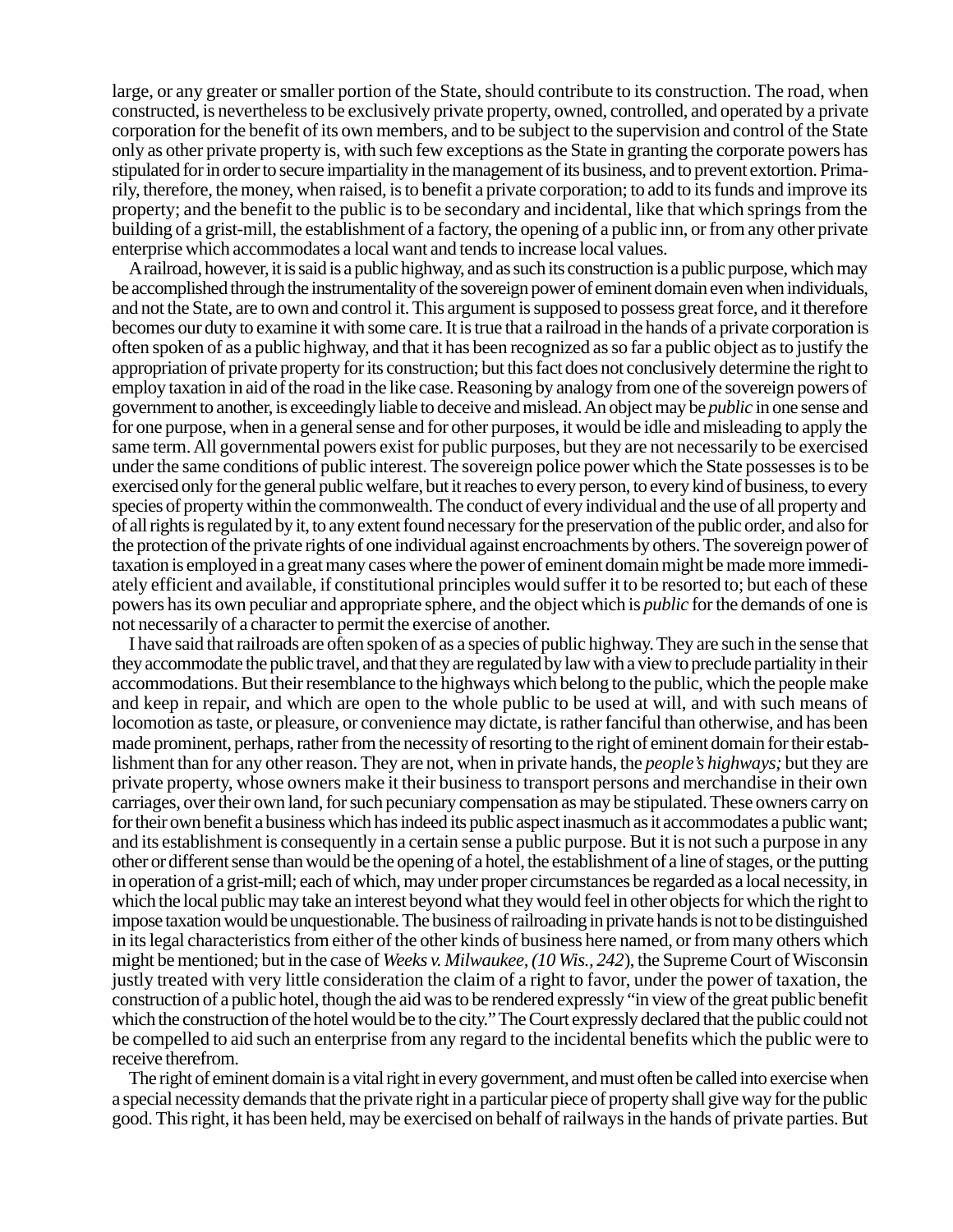large, or any greater or smaller portion of the State, should contribute to its construction. The road, when constructed, is nevertheless to be exclusively private property, owned, controlled, and operated by a private corporation for the benefit of its own members, and to be subject to the supervision and control of the State only as other private property is, with such few exceptions as the State in granting the corporate powers has stipulated for in order to secure impartiality in the management of its business, and to prevent extortion. Primarily, therefore, the money, when raised, is to benefit a private corporation; to add to its funds and improve its property; and the benefit to the public is to be secondary and incidental, like that which springs from the building of a grist-mill, the establishment of a factory, the opening of a public inn, or from any other private enterprise which accommodates a local want and tends to increase local values.

A railroad, however, it is said is a public highway, and as such its construction is a public purpose, which may be accomplished through the instrumentality of the sovereign power of eminent domain even when individuals, and not the State, are to own and control it. This argument is supposed to possess great force, and it therefore becomes our duty to examine it with some care. It is true that a railroad in the hands of a private corporation is often spoken of as a public highway, and that it has been recognized as so far a public object as to justify the appropriation of private property for its construction; but this fact does not conclusively determine the right to employ taxation in aid of the road in the like case. Reasoning by analogy from one of the sovereign powers of government to another, is exceedingly liable to deceive and mislead. An object may be *public* in one sense and for one purpose, when in a general sense and for other purposes, it would be idle and misleading to apply the same term. All governmental powers exist for public purposes, but they are not necessarily to be exercised under the same conditions of public interest. The sovereign police power which the State possesses is to be exercised only for the general public welfare, but it reaches to every person, to every kind of business, to every species of property within the commonwealth. The conduct of every individual and the use of all property and of all rights is regulated by it, to any extent found necessary for the preservation of the public order, and also for the protection of the private rights of one individual against encroachments by others. The sovereign power of taxation is employed in a great many cases where the power of eminent domain might be made more immediately efficient and available, if constitutional principles would suffer it to be resorted to; but each of these powers has its own peculiar and appropriate sphere, and the object which is *public* for the demands of one is not necessarily of a character to permit the exercise of another.

I have said that railroads are often spoken of as a species of public highway. They are such in the sense that they accommodate the public travel, and that they are regulated by law with a view to preclude partiality in their accommodations. But their resemblance to the highways which belong to the public, which the people make and keep in repair, and which are open to the whole public to be used at will, and with such means of locomotion as taste, or pleasure, or convenience may dictate, is rather fanciful than otherwise, and has been made prominent, perhaps, rather from the necessity of resorting to the right of eminent domain for their establishment than for any other reason. They are not, when in private hands, the *people's highways;* but they are private property, whose owners make it their business to transport persons and merchandise in their own carriages, over their own land, for such pecuniary compensation as may be stipulated. These owners carry on for their own benefit a business which has indeed its public aspect inasmuch as it accommodates a public want; and its establishment is consequently in a certain sense a public purpose. But it is not such a purpose in any other or different sense than would be the opening of a hotel, the establishment of a line of stages, or the putting in operation of a grist-mill; each of which, may under proper circumstances be regarded as a local necessity, in which the local public may take an interest beyond what they would feel in other objects for which the right to impose taxation would be unquestionable. The business of railroading in private hands is not to be distinguished in its legal characteristics from either of the other kinds of business here named, or from many others which might be mentioned; but in the case of *Weeks v. Milwaukee, (10 Wis., 242*), the Supreme Court of Wisconsin justly treated with very little consideration the claim of a right to favor, under the power of taxation, the construction of a public hotel, though the aid was to be rendered expressly "in view of the great public benefit which the construction of the hotel would be to the city." The Court expressly declared that the public could not be compelled to aid such an enterprise from any regard to the incidental benefits which the public were to receive therefrom.

The right of eminent domain is a vital right in every government, and must often be called into exercise when a special necessity demands that the private right in a particular piece of property shall give way for the public good. This right, it has been held, may be exercised on behalf of railways in the hands of private parties. But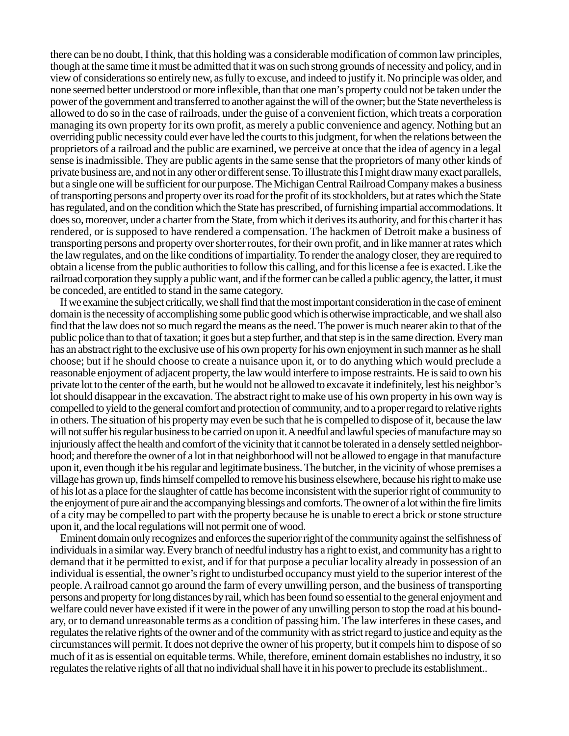there can be no doubt, I think, that this holding was a considerable modification of common law principles, though at the same time it must be admitted that it was on such strong grounds of necessity and policy, and in view of considerations so entirely new, as fully to excuse, and indeed to justify it. No principle was older, and none seemed better understood or more inflexible, than that one man's property could not be taken under the power of the government and transferred to another against the will of the owner; but the State nevertheless is allowed to do so in the case of railroads, under the guise of a convenient fiction, which treats a corporation managing its own property for its own profit, as merely a public convenience and agency. Nothing but an overriding public necessity could ever have led the courts to this judgment, for when the relations between the proprietors of a railroad and the public are examined, we perceive at once that the idea of agency in a legal sense is inadmissible. They are public agents in the same sense that the proprietors of many other kinds of private business are, and not in any other or different sense. To illustrate this I might draw many exact parallels, but a single one will be sufficient for our purpose. The Michigan Central Railroad Company makes a business of transporting persons and property over its road for the profit of its stockholders, but at rates which the State has regulated, and on the condition which the State has prescribed, of furnishing impartial accommodations. It does so, moreover, under a charter from the State, from which it derives its authority, and for this charter it has rendered, or is supposed to have rendered a compensation. The hackmen of Detroit make a business of transporting persons and property over shorter routes, for their own profit, and in like manner at rates which the law regulates, and on the like conditions of impartiality. To render the analogy closer, they are required to obtain a license from the public authorities to follow this calling, and for this license a fee is exacted. Like the railroad corporation they supply a public want, and if the former can be called a public agency, the latter, it must be conceded, are entitled to stand in the same category.

If we examine the subject critically, we shall find that the most important consideration in the case of eminent domain is the necessity of accomplishing some public good which is otherwise impracticable, and we shall also find that the law does not so much regard the means as the need. The power is much nearer akin to that of the public police than to that of taxation; it goes but a step further, and that step is in the same direction. Every man has an abstract right to the exclusive use of his own property for his own enjoyment in such manner as he shall choose; but if he should choose to create a nuisance upon it, or to do anything which would preclude a reasonable enjoyment of adjacent property, the law would interfere to impose restraints. He is said to own his private lot to the center of the earth, but he would not be allowed to excavate it indefinitely, lest his neighbor's lot should disappear in the excavation. The abstract right to make use of his own property in his own way is compelled to yield to the general comfort and protection of community, and to a proper regard to relative rights in others. The situation of his property may even be such that he is compelled to dispose of it, because the law will not suffer his regular business to be carried on upon it. A needful and lawful species of manufacture may so injuriously affect the health and comfort of the vicinity that it cannot be tolerated in a densely settled neighborhood; and therefore the owner of a lot in that neighborhood will not be allowed to engage in that manufacture upon it, even though it be his regular and legitimate business. The butcher, in the vicinity of whose premises a village has grown up, finds himself compelled to remove his business elsewhere, because his right to make use of his lot as a place for the slaughter of cattle has become inconsistent with the superior right of community to the enjoyment of pure air and the accompanying blessings and comforts. The owner of a lot within the fire limits of a city may be compelled to part with the property because he is unable to erect a brick or stone structure upon it, and the local regulations will not permit one of wood.

Eminent domain only recognizes and enforces the superior right of the community against the selfishness of individuals in a similar way. Every branch of needful industry has a right to exist, and community has a right to demand that it be permitted to exist, and if for that purpose a peculiar locality already in possession of an individual is essential, the owner's right to undisturbed occupancy must yield to the superior interest of the people. A railroad cannot go around the farm of every unwilling person, and the business of transporting persons and property for long distances by rail, which has been found so essential to the general enjoyment and welfare could never have existed if it were in the power of any unwilling person to stop the road at his boundary, or to demand unreasonable terms as a condition of passing him. The law interferes in these cases, and regulates the relative rights of the owner and of the community with as strict regard to justice and equity as the circumstances will permit. It does not deprive the owner of his property, but it compels him to dispose of so much of it as is essential on equitable terms. While, therefore, eminent domain establishes no industry, it so regulates the relative rights of all that no individual shall have it in his power to preclude its establishment..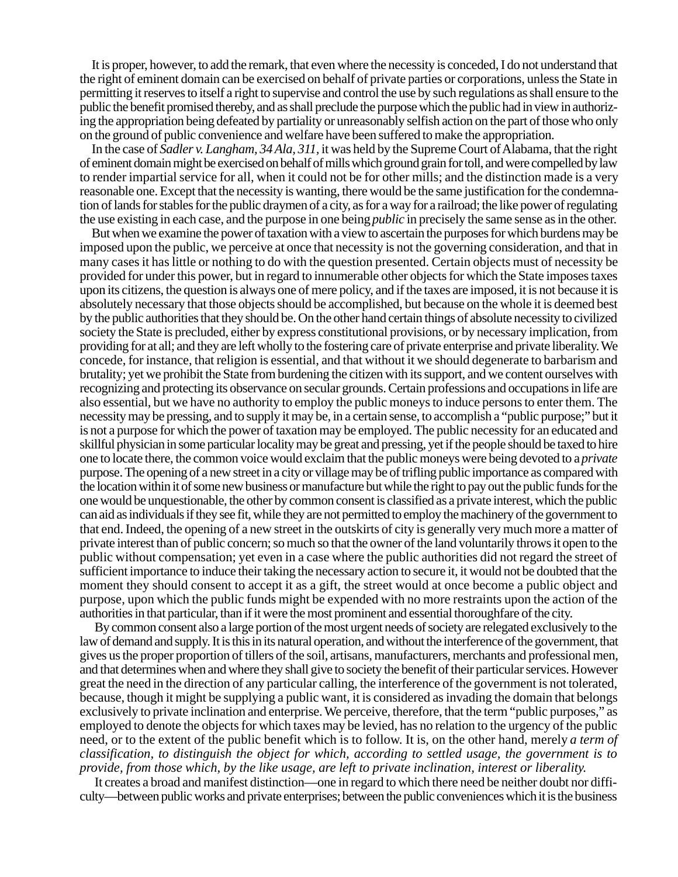It is proper, however, to add the remark, that even where the necessity is conceded, I do not understand that the right of eminent domain can be exercised on behalf of private parties or corporations, unless the State in permitting it reserves to itself a right to supervise and control the use by such regulations as shall ensure to the public the benefit promised thereby, and as shall preclude the purpose which the public had in view in authorizing the appropriation being defeated by partiality or unreasonably selfish action on the part of those who only on the ground of public convenience and welfare have been suffered to make the appropriation.

In the case of *Sadler v. Langham, 34 Ala, 311*, it was held by the Supreme Court of Alabama, that the right of eminent domain might be exercised on behalf of mills which ground grain for toll, and were compelled by law to render impartial service for all, when it could not be for other mills; and the distinction made is a very reasonable one. Except that the necessity is wanting, there would be the same justification for the condemnation of lands for stables for the public draymen of a city, as for a way for a railroad; the like power of regulating the use existing in each case, and the purpose in one being *public* in precisely the same sense as in the other.

But when we examine the power of taxation with a view to ascertain the purposes for which burdens may be imposed upon the public, we perceive at once that necessity is not the governing consideration, and that in many cases it has little or nothing to do with the question presented. Certain objects must of necessity be provided for under this power, but in regard to innumerable other objects for which the State imposes taxes upon its citizens, the question is always one of mere policy, and if the taxes are imposed, it is not because it is absolutely necessary that those objects should be accomplished, but because on the whole it is deemed best by the public authorities that they should be. On the other hand certain things of absolute necessity to civilized society the State is precluded, either by express constitutional provisions, or by necessary implication, from providing for at all; and they are left wholly to the fostering care of private enterprise and private liberality. We concede, for instance, that religion is essential, and that without it we should degenerate to barbarism and brutality; yet we prohibit the State from burdening the citizen with its support, and we content ourselves with recognizing and protecting its observance on secular grounds. Certain professions and occupations in life are also essential, but we have no authority to employ the public moneys to induce persons to enter them. The necessity may be pressing, and to supply it may be, in a certain sense, to accomplish a "public purpose;" but it is not a purpose for which the power of taxation may be employed. The public necessity for an educated and skillful physician in some particular locality may be great and pressing, yet if the people should be taxed to hire one to locate there, the common voice would exclaim that the public moneys were being devoted to a *private* purpose. The opening of a new street in a city or village may be of trifling public importance as compared with the location within it of some new business or manufacture but while the right to pay out the public funds for the one would be unquestionable, the other by common consent is classified as a private interest, which the public can aid as individuals if they see fit, while they are not permitted to employ the machinery of the government to that end. Indeed, the opening of a new street in the outskirts of city is generally very much more a matter of private interest than of public concern; so much so that the owner of the land voluntarily throws it open to the public without compensation; yet even in a case where the public authorities did not regard the street of sufficient importance to induce their taking the necessary action to secure it, it would not be doubted that the moment they should consent to accept it as a gift, the street would at once become a public object and purpose, upon which the public funds might be expended with no more restraints upon the action of the authorities in that particular, than if it were the most prominent and essential thoroughfare of the city.

By common consent also a large portion of the most urgent needs of society are relegated exclusively to the law of demand and supply. It is this in its natural operation, and without the interference of the government, that gives us the proper proportion of tillers of the soil, artisans, manufacturers, merchants and professional men, and that determines when and where they shall give to society the benefit of their particular services. However great the need in the direction of any particular calling, the interference of the government is not tolerated, because, though it might be supplying a public want, it is considered as invading the domain that belongs exclusively to private inclination and enterprise. We perceive, therefore, that the term "public purposes," as employed to denote the objects for which taxes may be levied, has no relation to the urgency of the public need, or to the extent of the public benefit which is to follow. It is, on the other hand, merely *a term of classification, to distinguish the object for which, according to settled usage, the government is to provide, from those which, by the like usage, are left to private inclination, interest or liberality.*

It creates a broad and manifest distinction—one in regard to which there need be neither doubt nor difficulty—between public works and private enterprises; between the public conveniences which it is the business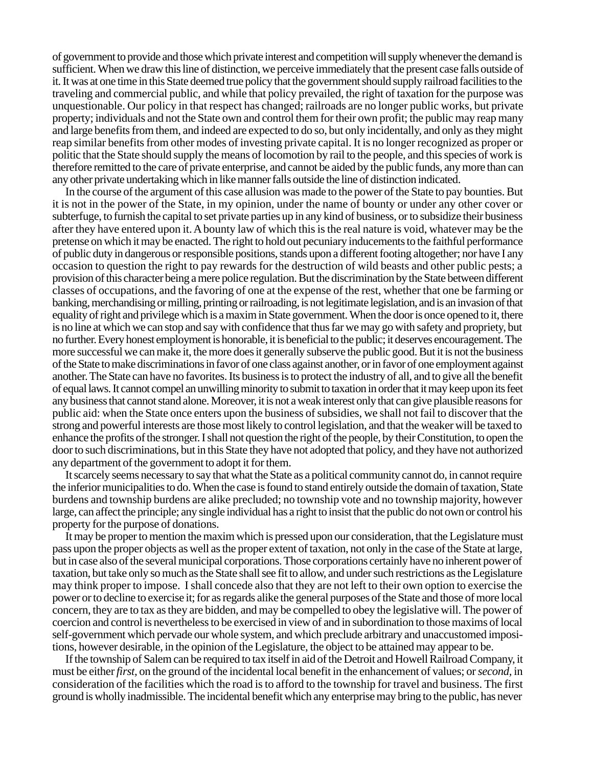of government to provide and those which private interest and competition will supply whenever the demand is sufficient. When we draw this line of distinction, we perceive immediately that the present case falls outside of it. It was at one time in this State deemed true policy that the government should supply railroad facilities to the traveling and commercial public, and while that policy prevailed, the right of taxation for the purpose was unquestionable. Our policy in that respect has changed; railroads are no longer public works, but private property; individuals and not the State own and control them for their own profit; the public may reap many and large benefits from them, and indeed are expected to do so, but only incidentally, and only as they might reap similar benefits from other modes of investing private capital. It is no longer recognized as proper or politic that the State should supply the means of locomotion by rail to the people, and this species of work is therefore remitted to the care of private enterprise, and cannot be aided by the public funds, any more than can any other private undertaking which in like manner falls outside the line of distinction indicated.

In the course of the argument of this case allusion was made to the power of the State to pay bounties. But it is not in the power of the State, in my opinion, under the name of bounty or under any other cover or subterfuge, to furnish the capital to set private parties up in any kind of business, or to subsidize their business after they have entered upon it. A bounty law of which this is the real nature is void, whatever may be the pretense on which it may be enacted. The right to hold out pecuniary inducements to the faithful performance of public duty in dangerous or responsible positions, stands upon a different footing altogether; nor have I any occasion to question the right to pay rewards for the destruction of wild beasts and other public pests; a provision of this character being a mere police regulation. But the discrimination by the State between different classes of occupations, and the favoring of one at the expense of the rest, whether that one be farming or banking, merchandising or milling, printing or railroading, is not legitimate legislation, and is an invasion of that equality of right and privilege which is a maxim in State government. When the door is once opened to it, there is no line at which we can stop and say with confidence that thus far we may go with safety and propriety, but no further. Every honest employment is honorable, it is beneficial to the public; it deserves encouragement. The more successful we can make it, the more does it generally subserve the public good. But it is not the business of the State to make discriminations in favor of one class against another, or in favor of one employment against another. The State can have no favorites. Its business is to protect the industry of all, and to give all the benefit of equal laws. It cannot compel an unwilling minority to submit to taxation in order that it may keep upon its feet any business that cannot stand alone. Moreover, it is not a weak interest only that can give plausible reasons for public aid: when the State once enters upon the business of subsidies, we shall not fail to discover that the strong and powerful interests are those most likely to control legislation, and that the weaker will be taxed to enhance the profits of the stronger. I shall not question the right of the people, by their Constitution, to open the door to such discriminations, but in this State they have not adopted that policy, and they have not authorized any department of the government to adopt it for them.

It scarcely seems necessary to say that what the State as a political community cannot do, in cannot require the inferior municipalities to do. When the case is found to stand entirely outside the domain of taxation, State burdens and township burdens are alike precluded; no township vote and no township majority, however large, can affect the principle; any single individual has a right to insist that the public do not own or control his property for the purpose of donations.

It may be proper to mention the maxim which is pressed upon our consideration, that the Legislature must pass upon the proper objects as well as the proper extent of taxation, not only in the case of the State at large, but in case also of the several municipal corporations. Those corporations certainly have no inherent power of taxation, but take only so much as the State shall see fit to allow, and under such restrictions as the Legislature may think proper to impose. I shall concede also that they are not left to their own option to exercise the power or to decline to exercise it; for as regards alike the general purposes of the State and those of more local concern, they are to tax as they are bidden, and may be compelled to obey the legislative will. The power of coercion and control is nevertheless to be exercised in view of and in subordination to those maxims of local self-government which pervade our whole system, and which preclude arbitrary and unaccustomed impositions, however desirable, in the opinion of the Legislature, the object to be attained may appear to be.

If the township of Salem can be required to tax itself in aid of the Detroit and Howell Railroad Company, it must be either *first*, on the ground of the incidental local benefit in the enhancement of values; or *second*, in consideration of the facilities which the road is to afford to the township for travel and business. The first ground is wholly inadmissible. The incidental benefit which any enterprise may bring to the public, has never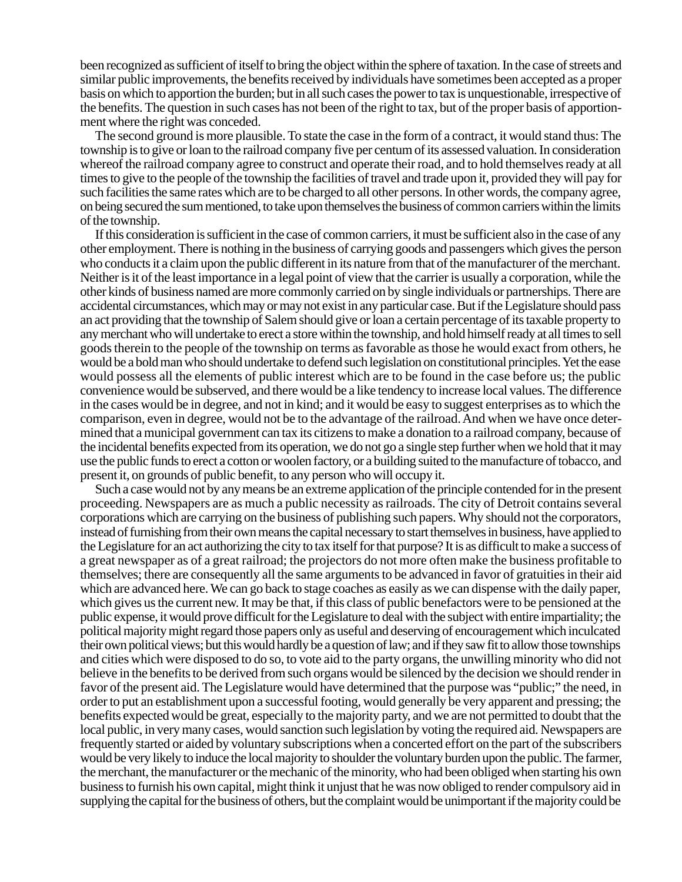been recognized as sufficient of itself to bring the object within the sphere of taxation. In the case of streets and similar public improvements, the benefits received by individuals have sometimes been accepted as a proper basis on which to apportion the burden; but in all such cases the power to tax is unquestionable, irrespective of the benefits. The question in such cases has not been of the right to tax, but of the proper basis of apportionment where the right was conceded.

The second ground is more plausible. To state the case in the form of a contract, it would stand thus: The township is to give or loan to the railroad company five per centum of its assessed valuation. In consideration whereof the railroad company agree to construct and operate their road, and to hold themselves ready at all times to give to the people of the township the facilities of travel and trade upon it, provided they will pay for such facilities the same rates which are to be charged to all other persons. In other words, the company agree, on being secured the sum mentioned, to take upon themselves the business of common carriers within the limits of the township.

If this consideration is sufficient in the case of common carriers, it must be sufficient also in the case of any other employment. There is nothing in the business of carrying goods and passengers which gives the person who conducts it a claim upon the public different in its nature from that of the manufacturer of the merchant. Neither is it of the least importance in a legal point of view that the carrier is usually a corporation, while the other kinds of business named are more commonly carried on by single individuals or partnerships. There are accidental circumstances, which may or may not exist in any particular case. But if the Legislature should pass an act providing that the township of Salem should give or loan a certain percentage of its taxable property to any merchant who will undertake to erect a store within the township, and hold himself ready at all times to sell goods therein to the people of the township on terms as favorable as those he would exact from others, he would be a bold man who should undertake to defend such legislation on constitutional principles. Yet the ease would possess all the elements of public interest which are to be found in the case before us; the public convenience would be subserved, and there would be a like tendency to increase local values. The difference in the cases would be in degree, and not in kind; and it would be easy to suggest enterprises as to which the comparison, even in degree, would not be to the advantage of the railroad. And when we have once determined that a municipal government can tax its citizens to make a donation to a railroad company, because of the incidental benefits expected from its operation, we do not go a single step further when we hold that it may use the public funds to erect a cotton or woolen factory, or a building suited to the manufacture of tobacco, and present it, on grounds of public benefit, to any person who will occupy it.

Such a case would not by any means be an extreme application of the principle contended for in the present proceeding. Newspapers are as much a public necessity as railroads. The city of Detroit contains several corporations which are carrying on the business of publishing such papers. Why should not the corporators, instead of furnishing from their own means the capital necessary to start themselves in business, have applied to the Legislature for an act authorizing the city to tax itself for that purpose? It is as difficult to make a success of a great newspaper as of a great railroad; the projectors do not more often make the business profitable to themselves; there are consequently all the same arguments to be advanced in favor of gratuities in their aid which are advanced here. We can go back to stage coaches as easily as we can dispense with the daily paper, which gives us the current new. It may be that, if this class of public benefactors were to be pensioned at the public expense, it would prove difficult for the Legislature to deal with the subject with entire impartiality; the political majority might regard those papers only as useful and deserving of encouragement which inculcated their own political views; but this would hardly be a question of law; and if they saw fit to allow those townships and cities which were disposed to do so, to vote aid to the party organs, the unwilling minority who did not believe in the benefits to be derived from such organs would be silenced by the decision we should render in favor of the present aid. The Legislature would have determined that the purpose was "public;" the need, in order to put an establishment upon a successful footing, would generally be very apparent and pressing; the benefits expected would be great, especially to the majority party, and we are not permitted to doubt that the local public, in very many cases, would sanction such legislation by voting the required aid. Newspapers are frequently started or aided by voluntary subscriptions when a concerted effort on the part of the subscribers would be very likely to induce the local majority to shoulder the voluntary burden upon the public. The farmer, the merchant, the manufacturer or the mechanic of the minority, who had been obliged when starting his own business to furnish his own capital, might think it unjust that he was now obliged to render compulsory aid in supplying the capital for the business of others, but the complaint would be unimportant if the majority could be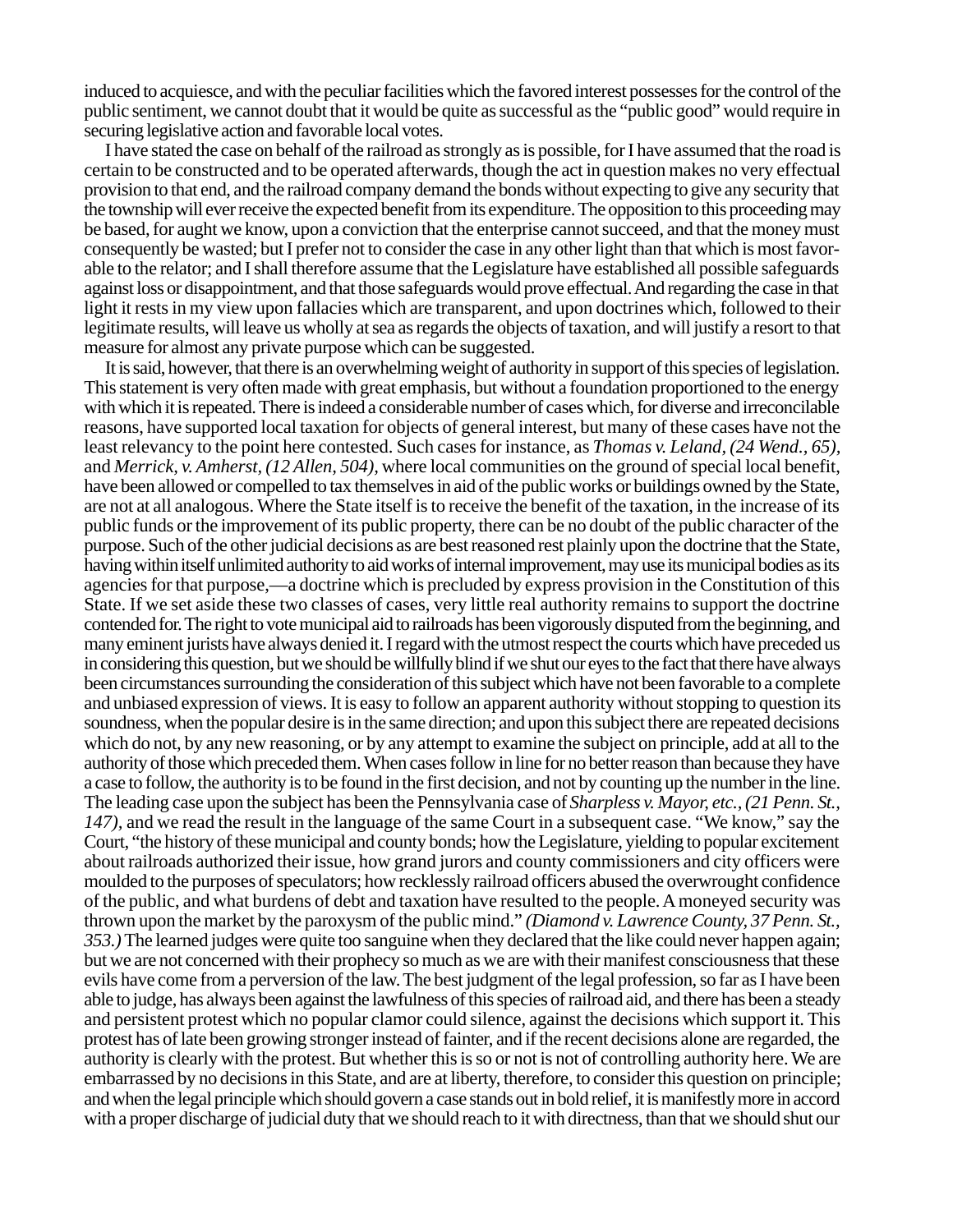induced to acquiesce, and with the peculiar facilities which the favored interest possesses for the control of the public sentiment, we cannot doubt that it would be quite as successful as the "public good" would require in securing legislative action and favorable local votes.

I have stated the case on behalf of the railroad as strongly as is possible, for I have assumed that the road is certain to be constructed and to be operated afterwards, though the act in question makes no very effectual provision to that end, and the railroad company demand the bonds without expecting to give any security that the township will ever receive the expected benefit from its expenditure. The opposition to this proceeding may be based, for aught we know, upon a conviction that the enterprise cannot succeed, and that the money must consequently be wasted; but I prefer not to consider the case in any other light than that which is most favorable to the relator; and I shall therefore assume that the Legislature have established all possible safeguards against loss or disappointment, and that those safeguards would prove effectual. And regarding the case in that light it rests in my view upon fallacies which are transparent, and upon doctrines which, followed to their legitimate results, will leave us wholly at sea as regards the objects of taxation, and will justify a resort to that measure for almost any private purpose which can be suggested.

It is said, however, that there is an overwhelming weight of authority in support of this species of legislation. This statement is very often made with great emphasis, but without a foundation proportioned to the energy with which it is repeated. There is indeed a considerable number of cases which, for diverse and irreconcilable reasons, have supported local taxation for objects of general interest, but many of these cases have not the least relevancy to the point here contested. Such cases for instance, as *Thomas v. Leland, (24 Wend., 65),* and *Merrick, v. Amherst, (12 Allen, 504),* where local communities on the ground of special local benefit, have been allowed or compelled to tax themselves in aid of the public works or buildings owned by the State, are not at all analogous. Where the State itself is to receive the benefit of the taxation, in the increase of its public funds or the improvement of its public property, there can be no doubt of the public character of the purpose. Such of the other judicial decisions as are best reasoned rest plainly upon the doctrine that the State, having within itself unlimited authority to aid works of internal improvement, may use its municipal bodies as its agencies for that purpose,—a doctrine which is precluded by express provision in the Constitution of this State. If we set aside these two classes of cases, very little real authority remains to support the doctrine contended for. The right to vote municipal aid to railroads has been vigorously disputed from the beginning, and many eminent jurists have always denied it. I regard with the utmost respect the courts which have preceded us in considering this question, but we should be willfully blind if we shut our eyes to the fact that there have always been circumstances surrounding the consideration of this subject which have not been favorable to a complete and unbiased expression of views. It is easy to follow an apparent authority without stopping to question its soundness, when the popular desire is in the same direction; and upon this subject there are repeated decisions which do not, by any new reasoning, or by any attempt to examine the subject on principle, add at all to the authority of those which preceded them. When cases follow in line for no better reason than because they have a case to follow, the authority is to be found in the first decision, and not by counting up the number in the line. The leading case upon the subject has been the Pennsylvania case of *Sharpless v. Mayor, etc., (21 Penn. St., 147),* and we read the result in the language of the same Court in a subsequent case. "We know," say the Court, "the history of these municipal and county bonds; how the Legislature, yielding to popular excitement about railroads authorized their issue, how grand jurors and county commissioners and city officers were moulded to the purposes of speculators; how recklessly railroad officers abused the overwrought confidence of the public, and what burdens of debt and taxation have resulted to the people. A moneyed security was thrown upon the market by the paroxysm of the public mind." *(Diamond v. Lawrence County, 37 Penn. St., 353.)* The learned judges were quite too sanguine when they declared that the like could never happen again; but we are not concerned with their prophecy so much as we are with their manifest consciousness that these evils have come from a perversion of the law. The best judgment of the legal profession, so far as I have been able to judge, has always been against the lawfulness of this species of railroad aid, and there has been a steady and persistent protest which no popular clamor could silence, against the decisions which support it. This protest has of late been growing stronger instead of fainter, and if the recent decisions alone are regarded, the authority is clearly with the protest. But whether this is so or not is not of controlling authority here. We are embarrassed by no decisions in this State, and are at liberty, therefore, to consider this question on principle; and when the legal principle which should govern a case stands out in bold relief, it is manifestly more in accord with a proper discharge of judicial duty that we should reach to it with directness, than that we should shut our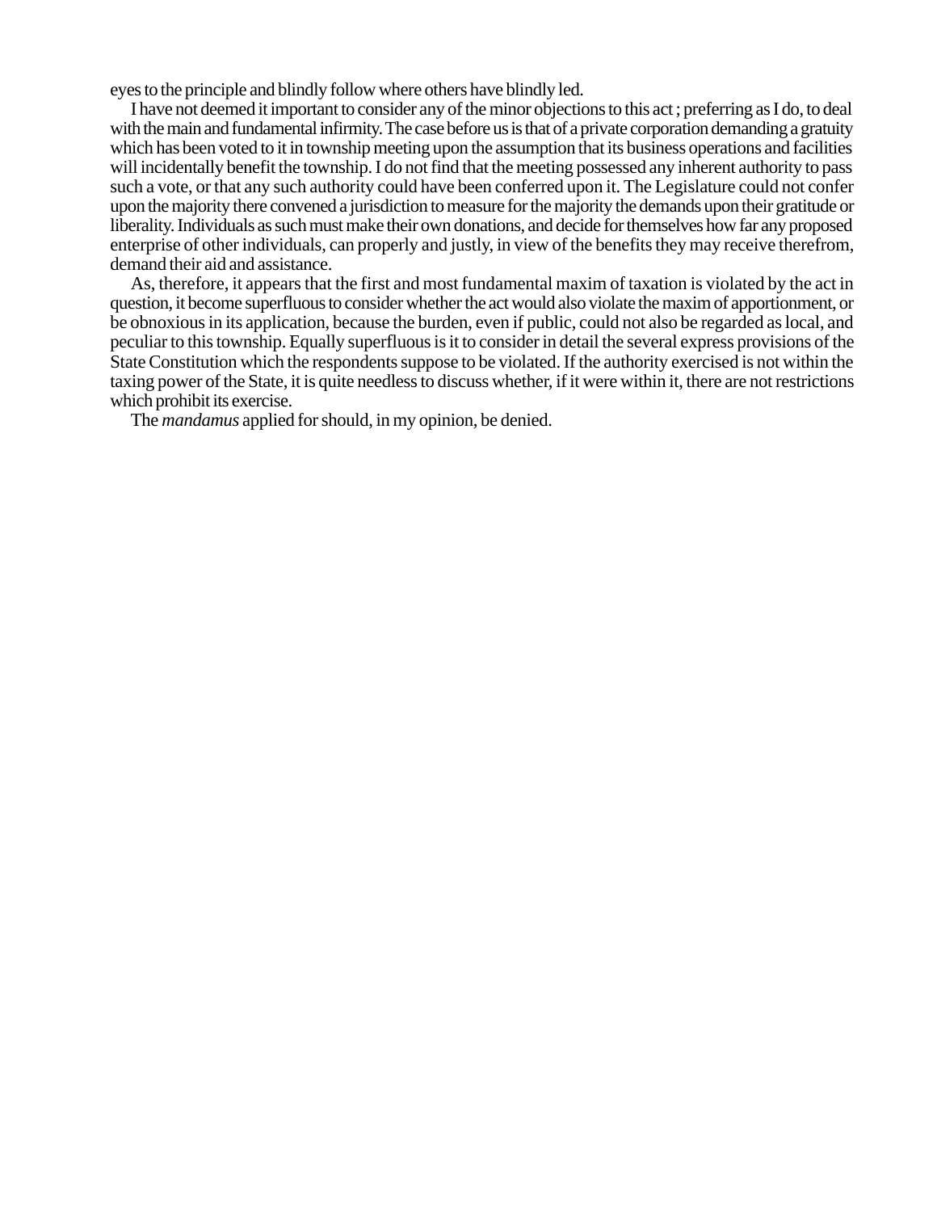eyes to the principle and blindly follow where others have blindly led.

I have not deemed it important to consider any of the minor objections to this act ; preferring as I do, to deal with the main and fundamental infirmity. The case before us is that of a private corporation demanding a gratuity which has been voted to it in township meeting upon the assumption that its business operations and facilities will incidentally benefit the township. I do not find that the meeting possessed any inherent authority to pass such a vote, or that any such authority could have been conferred upon it. The Legislature could not confer upon the majority there convened a jurisdiction to measure for the majority the demands upon their gratitude or liberality. Individuals as such must make their own donations, and decide for themselves how far any proposed enterprise of other individuals, can properly and justly, in view of the benefits they may receive therefrom, demand their aid and assistance.

As, therefore, it appears that the first and most fundamental maxim of taxation is violated by the act in question, it become superfluous to consider whether the act would also violate the maxim of apportionment, or be obnoxious in its application, because the burden, even if public, could not also be regarded as local, and peculiar to this township. Equally superfluous is it to consider in detail the several express provisions of the State Constitution which the respondents suppose to be violated. If the authority exercised is not within the taxing power of the State, it is quite needless to discuss whether, if it were within it, there are not restrictions which prohibit its exercise.

The *mandamus* applied for should, in my opinion, be denied.